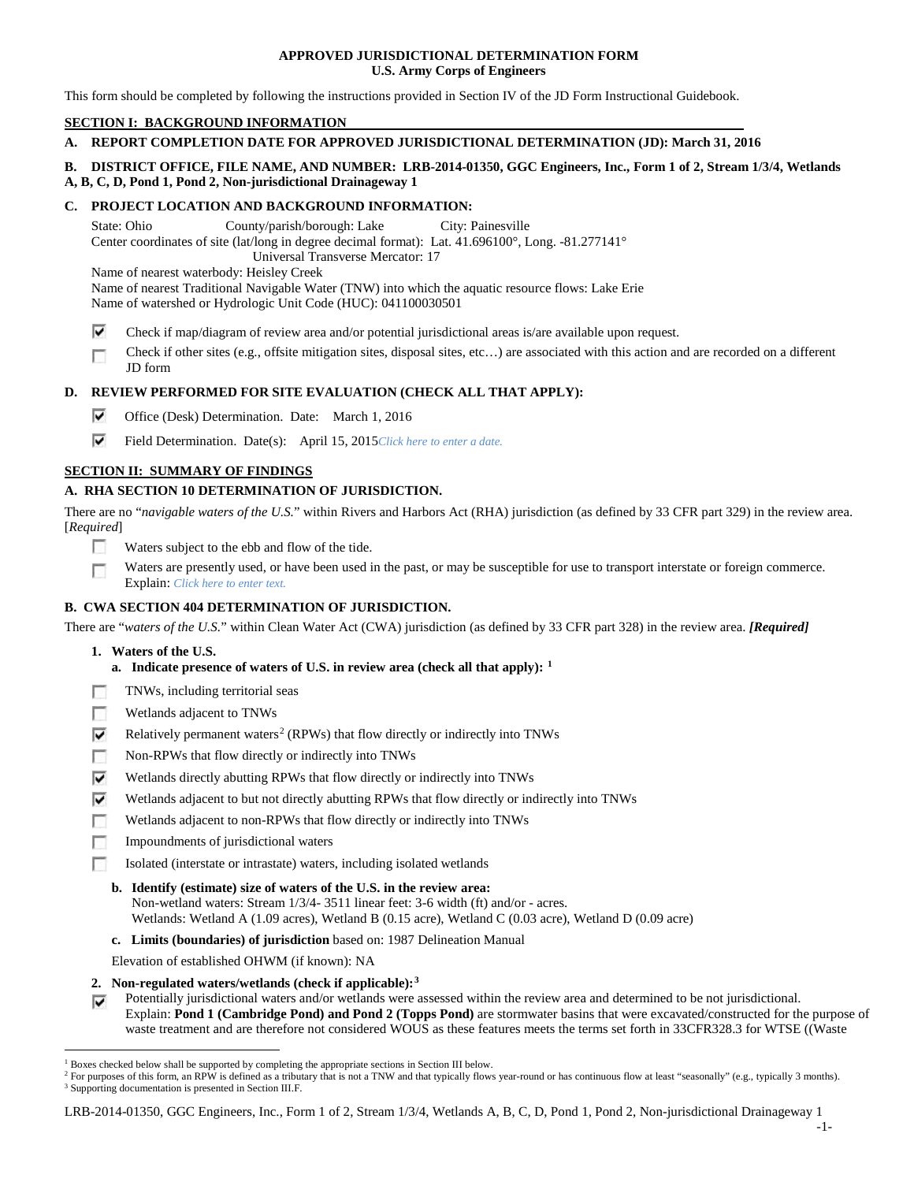**APPROVED JURISDICTIONAL DETERMINATION FORM**
**U.S. Army Corps of Engineers**

This form should be completed by following the instructions provided in Section IV of the JD Form Instructional Guidebook.

## SECTION I: BACKGROUND INFORMATION

**A. REPORT COMPLETION DATE FOR APPROVED JURISDICTIONAL DETERMINATION (JD): March 31, 2016**

**B. DISTRICT OFFICE, FILE NAME, AND NUMBER: LRB-2014-01350, GGC Engineers, Inc., Form 1 of 2, Stream 1/3/4, Wetlands A, B, C, D, Pond 1, Pond 2, Non-jurisdictional Drainageway 1**

**C. PROJECT LOCATION AND BACKGROUND INFORMATION:**

State: Ohio County/parish/borough: Lake City: Painesville
Center coordinates of site (lat/long in degree decimal format): Lat. 41.696100°, Long. -81.277141°
Universal Transverse Mercator: 17
Name of nearest waterbody: Heisley Creek
Name of nearest Traditional Navigable Water (TNW) into which the aquatic resource flows: Lake Erie
Name of watershed or Hydrologic Unit Code (HUC): 041100030501

- [x] Check if map/diagram of review area and/or potential jurisdictional areas is/are available upon request.
- [ ] Check if other sites (e.g., offsite mitigation sites, disposal sites, etc…) are associated with this action and are recorded on a different JD form

**D. REVIEW PERFORMED FOR SITE EVALUATION (CHECK ALL THAT APPLY):**

- [x] Office (Desk) Determination. Date: March 1, 2016
- [x] Field Determination. Date(s): April 15, 2015*Click here to enter a date.*

## SECTION II: SUMMARY OF FINDINGS

**A. RHA SECTION 10 DETERMINATION OF JURISDICTION.**

There are no "*navigable waters of the U.S.*" within Rivers and Harbors Act (RHA) jurisdiction (as defined by 33 CFR part 329) in the review area. [*Required*]

- [ ] Waters subject to the ebb and flow of the tide.
- [ ] Waters are presently used, or have been used in the past, or may be susceptible for use to transport interstate or foreign commerce. Explain: *Click here to enter text.*

**B. CWA SECTION 404 DETERMINATION OF JURISDICTION.**

There are "*waters of the U.S.*" within Clean Water Act (CWA) jurisdiction (as defined by 33 CFR part 328) in the review area. ***[Required]***

**1. Waters of the U.S.**

**a. Indicate presence of waters of U.S. in review area (check all that apply): [1]**

- [ ] TNWs, including territorial seas
- [ ] Wetlands adjacent to TNWs
- [x] Relatively permanent waters[2] (RPWs) that flow directly or indirectly into TNWs
- [ ] Non-RPWs that flow directly or indirectly into TNWs
- [x] Wetlands directly abutting RPWs that flow directly or indirectly into TNWs
- [x] Wetlands adjacent to but not directly abutting RPWs that flow directly or indirectly into TNWs
- [ ] Wetlands adjacent to non-RPWs that flow directly or indirectly into TNWs
- [ ] Impoundments of jurisdictional waters
- [ ] Isolated (interstate or intrastate) waters, including isolated wetlands

**b. Identify (estimate) size of waters of the U.S. in the review area:**
Non-wetland waters: Stream 1/3/4- 3511 linear feet: 3-6 width (ft) and/or - acres.
Wetlands: Wetland A (1.09 acres), Wetland B (0.15 acre), Wetland C (0.03 acre), Wetland D (0.09 acre)

**c. Limits (boundaries) of jurisdiction** based on: 1987 Delineation Manual

Elevation of established OHWM (if known): NA

**2. Non-regulated waters/wetlands (check if applicable):[3]**

- [x] Potentially jurisdictional waters and/or wetlands were assessed within the review area and determined to be not jurisdictional. Explain: **Pond 1 (Cambridge Pond) and Pond 2 (Topps Pond)** are stormwater basins that were excavated/constructed for the purpose of waste treatment and are therefore not considered WOUS as these features meets the terms set forth in 33CFR328.3 for WTSE ((Waste

---

[1] Boxes checked below shall be supported by completing the appropriate sections in Section III below.
[2] For purposes of this form, an RPW is defined as a tributary that is not a TNW and that typically flows year-round or has continuous flow at least "seasonally" (e.g., typically 3 months).
[3] Supporting documentation is presented in Section III.F.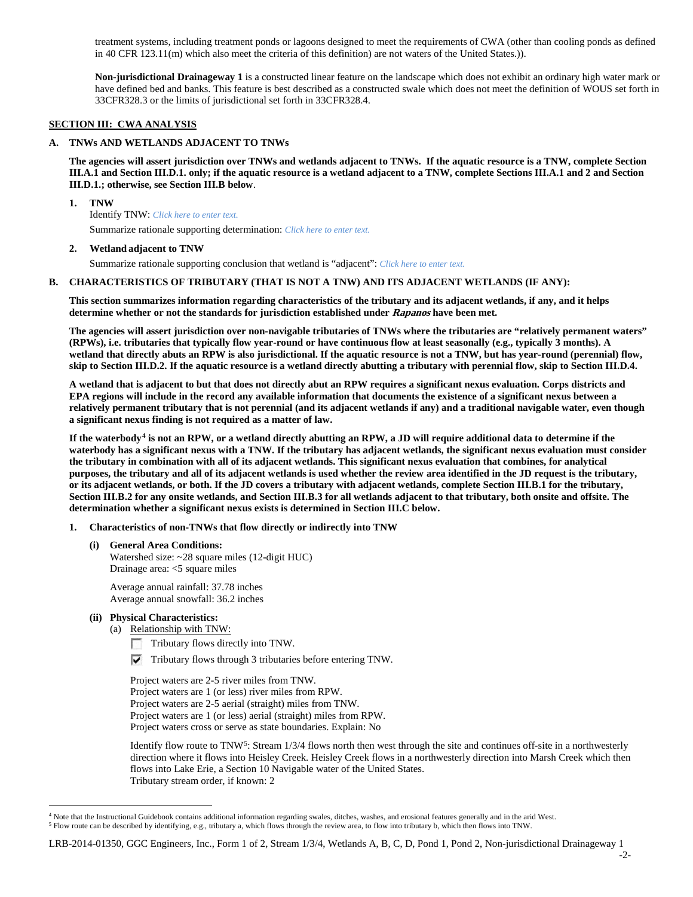treatment systems, including treatment ponds or lagoons designed to meet the requirements of CWA (other than cooling ponds as defined in 40 CFR 123.11(m) which also meet the criteria of this definition) are not waters of the United States.)).

**Non-jurisdictional Drainageway 1** is a constructed linear feature on the landscape which does not exhibit an ordinary high water mark or have defined bed and banks. This feature is best described as a constructed swale which does not meet the definition of WOUS set forth in 33CFR328.3 or the limits of jurisdictional set forth in 33CFR328.4.

## SECTION III: CWA ANALYSIS

### A. TNWs AND WETLANDS ADJACENT TO TNWs

**The agencies will assert jurisdiction over TNWs and wetlands adjacent to TNWs. If the aquatic resource is a TNW, complete Section III.A.1 and Section III.D.1. only; if the aquatic resource is a wetland adjacent to a TNW, complete Sections III.A.1 and 2 and Section III.D.1.; otherwise, see Section III.B below**.

**1. TNW**

Identify TNW: *Click here to enter text.*

Summarize rationale supporting determination: *Click here to enter text.*

**2. Wetland adjacent to TNW**

Summarize rationale supporting conclusion that wetland is "adjacent": *Click here to enter text.*

### B. CHARACTERISTICS OF TRIBUTARY (THAT IS NOT A TNW) AND ITS ADJACENT WETLANDS (IF ANY):

**This section summarizes information regarding characteristics of the tributary and its adjacent wetlands, if any, and it helps determine whether or not the standards for jurisdiction established under *Rapanos* have been met.**

**The agencies will assert jurisdiction over non-navigable tributaries of TNWs where the tributaries are "relatively permanent waters" (RPWs), i.e. tributaries that typically flow year-round or have continuous flow at least seasonally (e.g., typically 3 months). A wetland that directly abuts an RPW is also jurisdictional. If the aquatic resource is not a TNW, but has year-round (perennial) flow, skip to Section III.D.2. If the aquatic resource is a wetland directly abutting a tributary with perennial flow, skip to Section III.D.4.**

**A wetland that is adjacent to but that does not directly abut an RPW requires a significant nexus evaluation. Corps districts and EPA regions will include in the record any available information that documents the existence of a significant nexus between a relatively permanent tributary that is not perennial (and its adjacent wetlands if any) and a traditional navigable water, even though a significant nexus finding is not required as a matter of law.**

**If the waterbody[4] is not an RPW, or a wetland directly abutting an RPW, a JD will require additional data to determine if the waterbody has a significant nexus with a TNW. If the tributary has adjacent wetlands, the significant nexus evaluation must consider the tributary in combination with all of its adjacent wetlands. This significant nexus evaluation that combines, for analytical purposes, the tributary and all of its adjacent wetlands is used whether the review area identified in the JD request is the tributary, or its adjacent wetlands, or both. If the JD covers a tributary with adjacent wetlands, complete Section III.B.1 for the tributary, Section III.B.2 for any onsite wetlands, and Section III.B.3 for all wetlands adjacent to that tributary, both onsite and offsite. The determination whether a significant nexus exists is determined in Section III.C below.**

**1. Characteristics of non-TNWs that flow directly or indirectly into TNW**

**(i) General Area Conditions:**

Watershed size: ~28 square miles (12-digit HUC)
Drainage area: <5 square miles

Average annual rainfall: 37.78 inches
Average annual snowfall: 36.2 inches

**(ii) Physical Characteristics:**

(a) Relationship with TNW:

- ☐ Tributary flows directly into TNW.
- ☑ Tributary flows through 3 tributaries before entering TNW.

Project waters are 2-5 river miles from TNW.
Project waters are 1 (or less) river miles from RPW.
Project waters are 2-5 aerial (straight) miles from TNW.
Project waters are 1 (or less) aerial (straight) miles from RPW.
Project waters cross or serve as state boundaries. Explain: No

Identify flow route to TNW[5]: Stream 1/3/4 flows north then west through the site and continues off-site in a northwesterly direction where it flows into Heisley Creek. Heisley Creek flows in a northwesterly direction into Marsh Creek which then flows into Lake Erie, a Section 10 Navigable water of the United States.
Tributary stream order, if known: 2

---

[4] Note that the Instructional Guidebook contains additional information regarding swales, ditches, washes, and erosional features generally and in the arid West.
[5] Flow route can be described by identifying, e.g., tributary a, which flows through the review area, to flow into tributary b, which then flows into TNW.

LRB-2014-01350, GGC Engineers, Inc., Form 1 of 2, Stream 1/3/4, Wetlands A, B, C, D, Pond 1, Pond 2, Non-jurisdictional Drainageway 1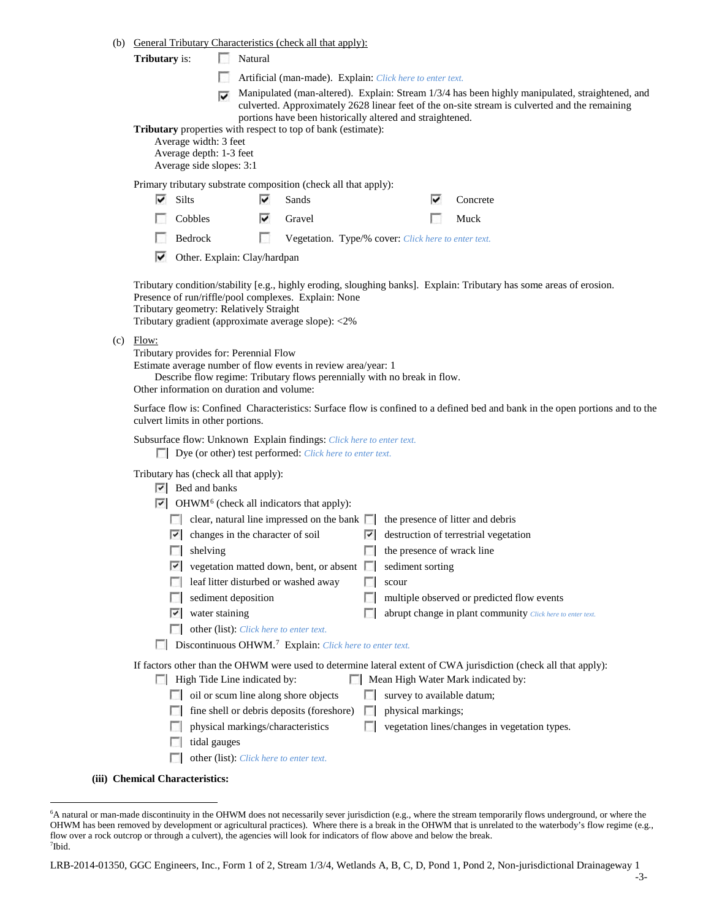(b) General Tributary Characteristics (check all that apply):

**Tributary** is:

- ☐ Natural
- ☐ Artificial (man-made). Explain: *Click here to enter text.*
- ☑ Manipulated (man-altered). Explain: Stream 1/3/4 has been highly manipulated, straightened, and culverted. Approximately 2628 linear feet of the on-site stream is culverted and the remaining portions have been historically altered and straightened.

**Tributary** properties with respect to top of bank (estimate):

Average width: 3 feet
Average depth: 1-3 feet
Average side slopes: 3:1

Primary tributary substrate composition (check all that apply):

- ☑ Silts
- ☑ Sands
- ☑ Concrete
- ☐ Cobbles
- ☑ Gravel
- ☐ Muck
- ☐ Bedrock
- ☐ Vegetation. Type/% cover: *Click here to enter text.*
- ☑ Other. Explain: Clay/hardpan

Tributary condition/stability [e.g., highly eroding, sloughing banks]. Explain: Tributary has some areas of erosion.
Presence of run/riffle/pool complexes. Explain: None
Tributary geometry: Relatively Straight
Tributary gradient (approximate average slope): <2%

(c) Flow:

Tributary provides for: Perennial Flow
Estimate average number of flow events in review area/year: 1
Describe flow regime: Tributary flows perennially with no break in flow.
Other information on duration and volume:

Surface flow is: Confined Characteristics: Surface flow is confined to a defined bed and bank in the open portions and to the culvert limits in other portions.

Subsurface flow: Unknown Explain findings: *Click here to enter text.*

- ☐ Dye (or other) test performed: *Click here to enter text.*

Tributary has (check all that apply):

- ☑ Bed and banks
- ☑ OHWM[6] (check all indicators that apply):
  - ☐ clear, natural line impressed on the bank
  - ☑ changes in the character of soil
  - ☐ shelving
  - ☑ vegetation matted down, bent, or absent
  - ☐ leaf litter disturbed or washed away
  - ☐ sediment deposition
  - ☑ water staining
  - ☐ other (list): *Click here to enter text.*
  - ☐ the presence of litter and debris
  - ☑ destruction of terrestrial vegetation
  - ☐ the presence of wrack line
  - ☐ sediment sorting
  - ☐ scour
  - ☐ multiple observed or predicted flow events
  - ☐ abrupt change in plant community *Click here to enter text.*
- ☐ Discontinuous OHWM.[7] Explain: *Click here to enter text.*

If factors other than the OHWM were used to determine lateral extent of CWA jurisdiction (check all that apply):

- ☐ High Tide Line indicated by:
  - ☐ oil or scum line along shore objects
  - ☐ fine shell or debris deposits (foreshore)
  - ☐ physical markings/characteristics
  - ☐ tidal gauges
  - ☐ other (list): *Click here to enter text.*
- ☐ Mean High Water Mark indicated by:
  - ☐ survey to available datum;
  - ☐ physical markings;
  - ☐ vegetation lines/changes in vegetation types.

**(iii) Chemical Characteristics:**

---

[6]A natural or man-made discontinuity in the OHWM does not necessarily sever jurisdiction (e.g., where the stream temporarily flows underground, or where the OHWM has been removed by development or agricultural practices). Where there is a break in the OHWM that is unrelated to the waterbody's flow regime (e.g., flow over a rock outcrop or through a culvert), the agencies will look for indicators of flow above and below the break.
[7]Ibid.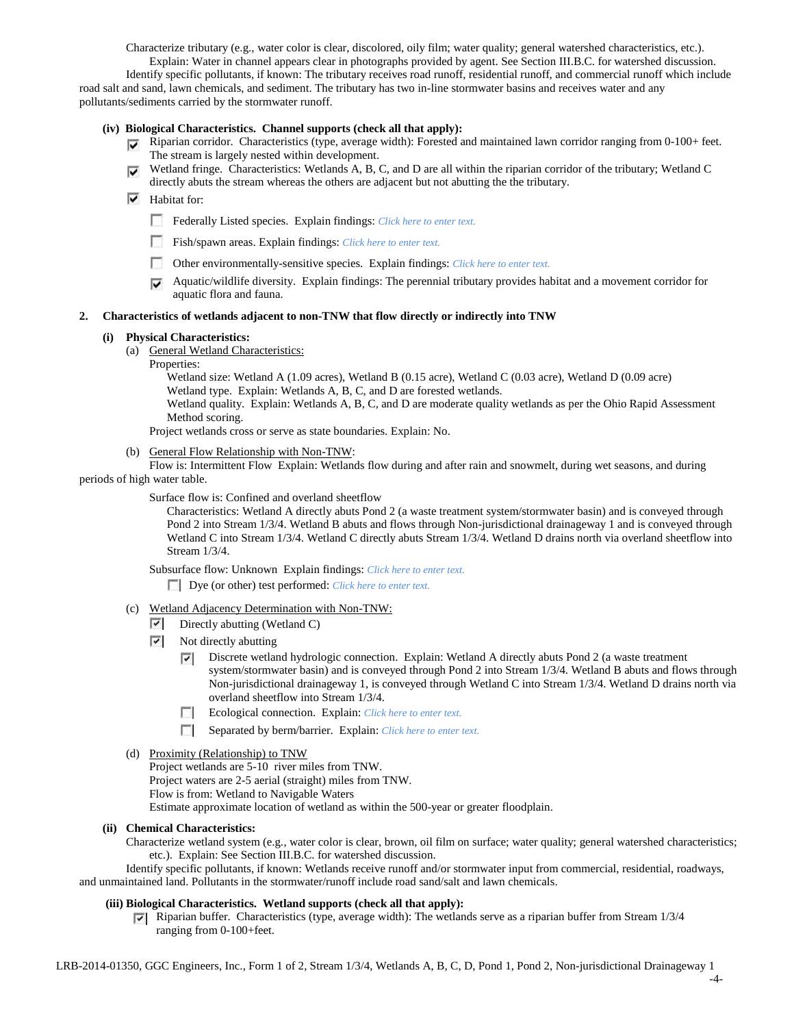Characterize tributary (e.g., water color is clear, discolored, oily film; water quality; general watershed characteristics, etc.).
Explain: Water in channel appears clear in photographs provided by agent. See Section III.B.C. for watershed discussion.
Identify specific pollutants, if known: The tributary receives road runoff, residential runoff, and commercial runoff which include road salt and sand, lawn chemicals, and sediment. The tributary has two in-line stormwater basins and receives water and any pollutants/sediments carried by the stormwater runoff.

**(iv) Biological Characteristics. Channel supports (check all that apply):**

- [x] Riparian corridor. Characteristics (type, average width): Forested and maintained lawn corridor ranging from 0-100+ feet. The stream is largely nested within development.
- [x] Wetland fringe. Characteristics: Wetlands A, B, C, and D are all within the riparian corridor of the tributary; Wetland C directly abuts the stream whereas the others are adjacent but not abutting the the tributary.
- [x] Habitat for:
  - [ ] Federally Listed species. Explain findings: *Click here to enter text.*
  - [ ] Fish/spawn areas. Explain findings: *Click here to enter text.*
  - [ ] Other environmentally-sensitive species. Explain findings: *Click here to enter text.*
  - [x] Aquatic/wildlife diversity. Explain findings: The perennial tributary provides habitat and a movement corridor for aquatic flora and fauna.

**2. Characteristics of wetlands adjacent to non-TNW that flow directly or indirectly into TNW**

**(i) Physical Characteristics:**

(a) General Wetland Characteristics:
Properties:
Wetland size: Wetland A (1.09 acres), Wetland B (0.15 acre), Wetland C (0.03 acre), Wetland D (0.09 acre)
Wetland type. Explain: Wetlands A, B, C, and D are forested wetlands.
Wetland quality. Explain: Wetlands A, B, C, and D are moderate quality wetlands as per the Ohio Rapid Assessment Method scoring.
Project wetlands cross or serve as state boundaries. Explain: No.

(b) General Flow Relationship with Non-TNW:
Flow is: Intermittent Flow Explain: Wetlands flow during and after rain and snowmelt, during wet seasons, and during periods of high water table.

Surface flow is: Confined and overland sheetflow
Characteristics: Wetland A directly abuts Pond 2 (a waste treatment system/stormwater basin) and is conveyed through Pond 2 into Stream 1/3/4. Wetland B abuts and flows through Non-jurisdictional drainageway 1 and is conveyed through Wetland C into Stream 1/3/4. Wetland C directly abuts Stream 1/3/4. Wetland D drains north via overland sheetflow into Stream 1/3/4.

Subsurface flow: Unknown Explain findings: *Click here to enter text.*
- [ ] Dye (or other) test performed: *Click here to enter text.*

(c) Wetland Adjacency Determination with Non-TNW:
- [x] Directly abutting (Wetland C)
- [x] Not directly abutting
  - [x] Discrete wetland hydrologic connection. Explain: Wetland A directly abuts Pond 2 (a waste treatment system/stormwater basin) and is conveyed through Pond 2 into Stream 1/3/4. Wetland B abuts and flows through Non-jurisdictional drainageway 1, is conveyed through Wetland C into Stream 1/3/4. Wetland D drains north via overland sheetflow into Stream 1/3/4.
  - [ ] Ecological connection. Explain: *Click here to enter text.*
  - [ ] Separated by berm/barrier. Explain: *Click here to enter text.*

(d) Proximity (Relationship) to TNW
Project wetlands are 5-10 river miles from TNW.
Project waters are 2-5 aerial (straight) miles from TNW.
Flow is from: Wetland to Navigable Waters
Estimate approximate location of wetland as within the 500-year or greater floodplain.

**(ii) Chemical Characteristics:**
Characterize wetland system (e.g., water color is clear, brown, oil film on surface; water quality; general watershed characteristics; etc.). Explain: See Section III.B.C. for watershed discussion.
Identify specific pollutants, if known: Wetlands receive runoff and/or stormwater input from commercial, residential, roadways, and unmaintained land. Pollutants in the stormwater/runoff include road sand/salt and lawn chemicals.

**(iii) Biological Characteristics. Wetland supports (check all that apply):**
- [x] Riparian buffer. Characteristics (type, average width): The wetlands serve as a riparian buffer from Stream 1/3/4 ranging from 0-100+feet.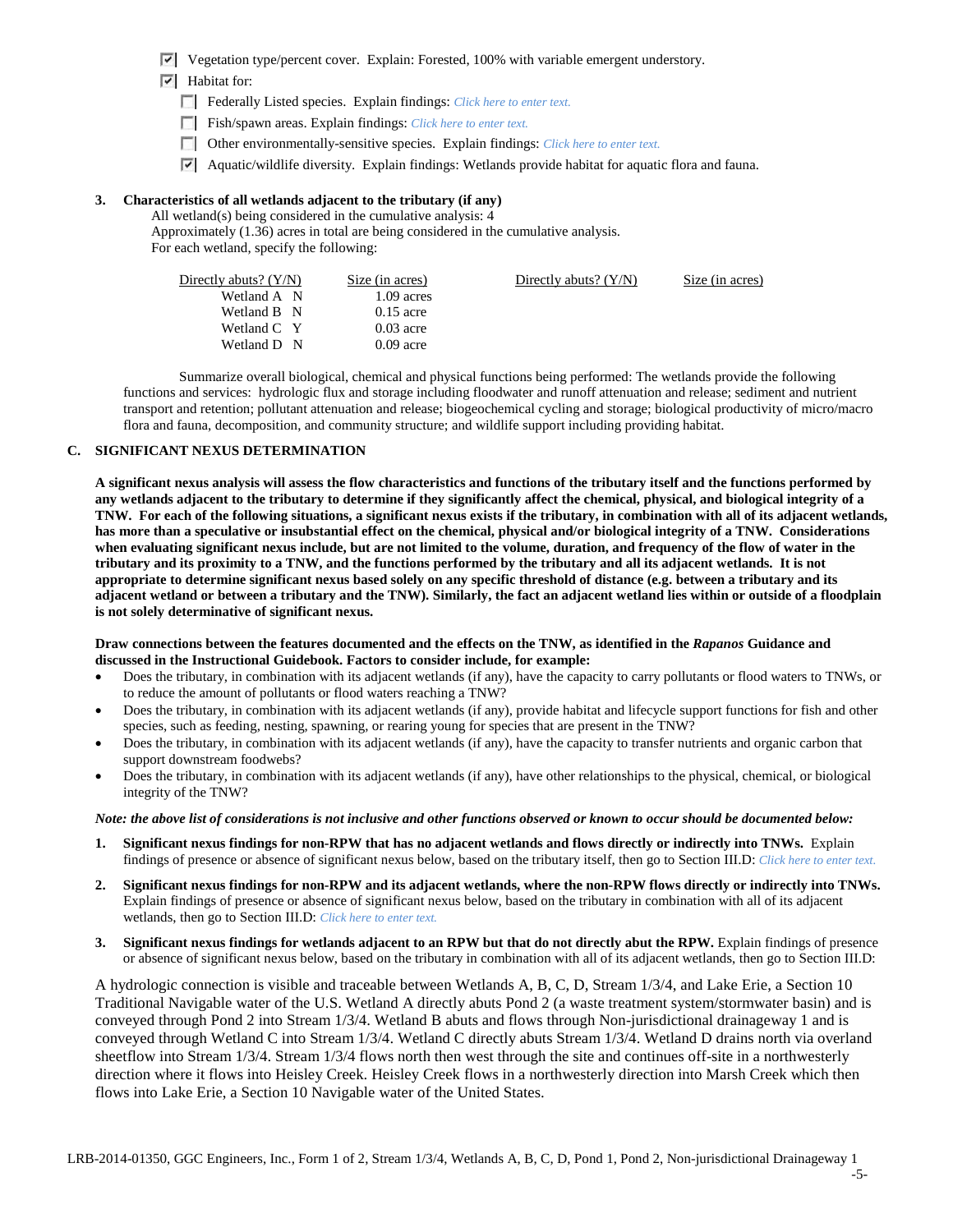- ☑ Vegetation type/percent cover. Explain: Forested, 100% with variable emergent understory.
- ☑ Habitat for:
  - ☐ Federally Listed species. Explain findings: *Click here to enter text.*
  - ☐ Fish/spawn areas. Explain findings: *Click here to enter text.*
  - ☐ Other environmentally-sensitive species. Explain findings: *Click here to enter text.*
  - ☑ Aquatic/wildlife diversity. Explain findings: Wetlands provide habitat for aquatic flora and fauna.

**3. Characteristics of all wetlands adjacent to the tributary (if any)**

All wetland(s) being considered in the cumulative analysis: 4
Approximately (1.36) acres in total are being considered in the cumulative analysis.
For each wetland, specify the following:

| | Directly abuts? (Y/N) | Size (in acres) | Directly abuts? (Y/N) | Size (in acres) |
|---|---|---|---|---|
| Wetland A | N | 1.09 acres | | |
| Wetland B | N | 0.15 acre | | |
| Wetland C | Y | 0.03 acre | | |
| Wetland D | N | 0.09 acre | | |

Summarize overall biological, chemical and physical functions being performed: The wetlands provide the following functions and services: hydrologic flux and storage including floodwater and runoff attenuation and release; sediment and nutrient transport and retention; pollutant attenuation and release; biogeochemical cycling and storage; biological productivity of micro/macro flora and fauna, decomposition, and community structure; and wildlife support including providing habitat.

## C. SIGNIFICANT NEXUS DETERMINATION

**A significant nexus analysis will assess the flow characteristics and functions of the tributary itself and the functions performed by any wetlands adjacent to the tributary to determine if they significantly affect the chemical, physical, and biological integrity of a TNW. For each of the following situations, a significant nexus exists if the tributary, in combination with all of its adjacent wetlands, has more than a speculative or insubstantial effect on the chemical, physical and/or biological integrity of a TNW. Considerations when evaluating significant nexus include, but are not limited to the volume, duration, and frequency of the flow of water in the tributary and its proximity to a TNW, and the functions performed by the tributary and all its adjacent wetlands. It is not appropriate to determine significant nexus based solely on any specific threshold of distance (e.g. between a tributary and its adjacent wetland or between a tributary and the TNW). Similarly, the fact an adjacent wetland lies within or outside of a floodplain is not solely determinative of significant nexus.**

**Draw connections between the features documented and the effects on the TNW, as identified in the *Rapanos* Guidance and discussed in the Instructional Guidebook. Factors to consider include, for example:**

- Does the tributary, in combination with its adjacent wetlands (if any), have the capacity to carry pollutants or flood waters to TNWs, or to reduce the amount of pollutants or flood waters reaching a TNW?
- Does the tributary, in combination with its adjacent wetlands (if any), provide habitat and lifecycle support functions for fish and other species, such as feeding, nesting, spawning, or rearing young for species that are present in the TNW?
- Does the tributary, in combination with its adjacent wetlands (if any), have the capacity to transfer nutrients and organic carbon that support downstream foodwebs?
- Does the tributary, in combination with its adjacent wetlands (if any), have other relationships to the physical, chemical, or biological integrity of the TNW?

***Note: the above list of considerations is not inclusive and other functions observed or known to occur should be documented below:***

1. **Significant nexus findings for non-RPW that has no adjacent wetlands and flows directly or indirectly into TNWs.** Explain findings of presence or absence of significant nexus below, based on the tributary itself, then go to Section III.D: *Click here to enter text.*

2. **Significant nexus findings for non-RPW and its adjacent wetlands, where the non-RPW flows directly or indirectly into TNWs.** Explain findings of presence or absence of significant nexus below, based on the tributary in combination with all of its adjacent wetlands, then go to Section III.D: *Click here to enter text.*

3. **Significant nexus findings for wetlands adjacent to an RPW but that do not directly abut the RPW.** Explain findings of presence or absence of significant nexus below, based on the tributary in combination with all of its adjacent wetlands, then go to Section III.D:

A hydrologic connection is visible and traceable between Wetlands A, B, C, D, Stream 1/3/4, and Lake Erie, a Section 10 Traditional Navigable water of the U.S. Wetland A directly abuts Pond 2 (a waste treatment system/stormwater basin) and is conveyed through Pond 2 into Stream 1/3/4. Wetland B abuts and flows through Non-jurisdictional drainageway 1 and is conveyed through Wetland C into Stream 1/3/4. Wetland C directly abuts Stream 1/3/4. Wetland D drains north via overland sheetflow into Stream 1/3/4. Stream 1/3/4 flows north then west through the site and continues off-site in a northwesterly direction where it flows into Heisley Creek. Heisley Creek flows in a northwesterly direction into Marsh Creek which then flows into Lake Erie, a Section 10 Navigable water of the United States.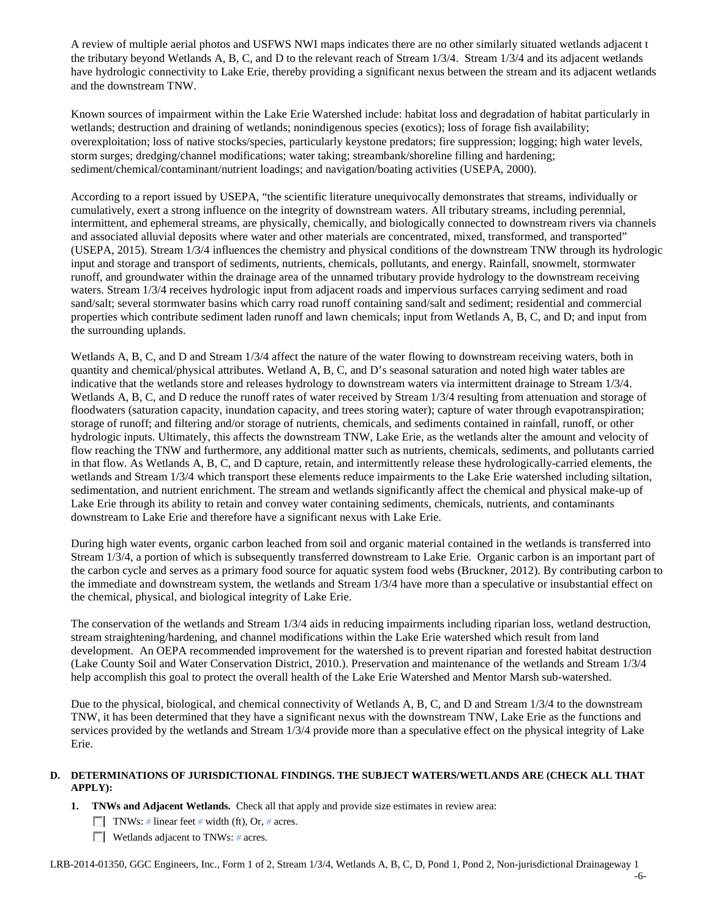A review of multiple aerial photos and USFWS NWI maps indicates there are no other similarly situated wetlands adjacent t the tributary beyond Wetlands A, B, C, and D to the relevant reach of Stream 1/3/4. Stream 1/3/4 and its adjacent wetlands have hydrologic connectivity to Lake Erie, thereby providing a significant nexus between the stream and its adjacent wetlands and the downstream TNW.

Known sources of impairment within the Lake Erie Watershed include: habitat loss and degradation of habitat particularly in wetlands; destruction and draining of wetlands; nonindigenous species (exotics); loss of forage fish availability; overexploitation; loss of native stocks/species, particularly keystone predators; fire suppression; logging; high water levels, storm surges; dredging/channel modifications; water taking; streambank/shoreline filling and hardening; sediment/chemical/contaminant/nutrient loadings; and navigation/boating activities (USEPA, 2000).

According to a report issued by USEPA, "the scientific literature unequivocally demonstrates that streams, individually or cumulatively, exert a strong influence on the integrity of downstream waters. All tributary streams, including perennial, intermittent, and ephemeral streams, are physically, chemically, and biologically connected to downstream rivers via channels and associated alluvial deposits where water and other materials are concentrated, mixed, transformed, and transported" (USEPA, 2015). Stream 1/3/4 influences the chemistry and physical conditions of the downstream TNW through its hydrologic input and storage and transport of sediments, nutrients, chemicals, pollutants, and energy. Rainfall, snowmelt, stormwater runoff, and groundwater within the drainage area of the unnamed tributary provide hydrology to the downstream receiving waters. Stream 1/3/4 receives hydrologic input from adjacent roads and impervious surfaces carrying sediment and road sand/salt; several stormwater basins which carry road runoff containing sand/salt and sediment; residential and commercial properties which contribute sediment laden runoff and lawn chemicals; input from Wetlands A, B, C, and D; and input from the surrounding uplands.

Wetlands A, B, C, and D and Stream 1/3/4 affect the nature of the water flowing to downstream receiving waters, both in quantity and chemical/physical attributes. Wetland A, B, C, and D's seasonal saturation and noted high water tables are indicative that the wetlands store and releases hydrology to downstream waters via intermittent drainage to Stream 1/3/4. Wetlands A, B, C, and D reduce the runoff rates of water received by Stream 1/3/4 resulting from attenuation and storage of floodwaters (saturation capacity, inundation capacity, and trees storing water); capture of water through evapotranspiration; storage of runoff; and filtering and/or storage of nutrients, chemicals, and sediments contained in rainfall, runoff, or other hydrologic inputs. Ultimately, this affects the downstream TNW, Lake Erie, as the wetlands alter the amount and velocity of flow reaching the TNW and furthermore, any additional matter such as nutrients, chemicals, sediments, and pollutants carried in that flow. As Wetlands A, B, C, and D capture, retain, and intermittently release these hydrologically-carried elements, the wetlands and Stream 1/3/4 which transport these elements reduce impairments to the Lake Erie watershed including siltation, sedimentation, and nutrient enrichment. The stream and wetlands significantly affect the chemical and physical make-up of Lake Erie through its ability to retain and convey water containing sediments, chemicals, nutrients, and contaminants downstream to Lake Erie and therefore have a significant nexus with Lake Erie.

During high water events, organic carbon leached from soil and organic material contained in the wetlands is transferred into Stream 1/3/4, a portion of which is subsequently transferred downstream to Lake Erie. Organic carbon is an important part of the carbon cycle and serves as a primary food source for aquatic system food webs (Bruckner, 2012). By contributing carbon to the immediate and downstream system, the wetlands and Stream 1/3/4 have more than a speculative or insubstantial effect on the chemical, physical, and biological integrity of Lake Erie.

The conservation of the wetlands and Stream 1/3/4 aids in reducing impairments including riparian loss, wetland destruction, stream straightening/hardening, and channel modifications within the Lake Erie watershed which result from land development. An OEPA recommended improvement for the watershed is to prevent riparian and forested habitat destruction (Lake County Soil and Water Conservation District, 2010.). Preservation and maintenance of the wetlands and Stream 1/3/4 help accomplish this goal to protect the overall health of the Lake Erie Watershed and Mentor Marsh sub-watershed.

Due to the physical, biological, and chemical connectivity of Wetlands A, B, C, and D and Stream 1/3/4 to the downstream TNW, it has been determined that they have a significant nexus with the downstream TNW, Lake Erie as the functions and services provided by the wetlands and Stream 1/3/4 provide more than a speculative effect on the physical integrity of Lake Erie.

**D. DETERMINATIONS OF JURISDICTIONAL FINDINGS. THE SUBJECT WATERS/WETLANDS ARE (CHECK ALL THAT APPLY):**

**1. TNWs and Adjacent Wetlands.** Check all that apply and provide size estimates in review area:

- ☐ TNWs: # linear feet # width (ft), Or, # acres.
- ☐ Wetlands adjacent to TNWs: # acres.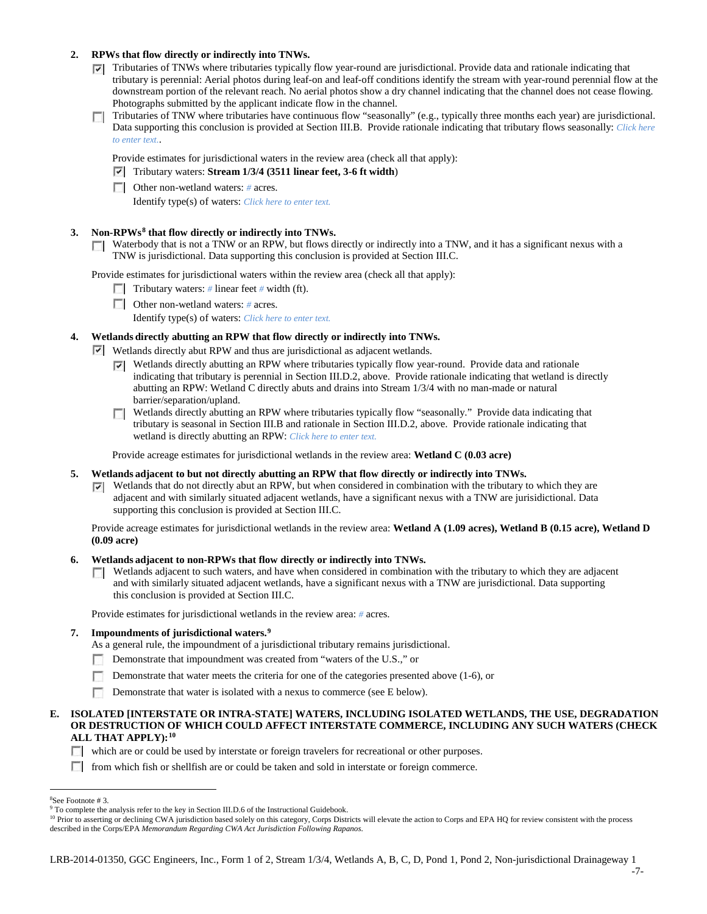2. **RPWs that flow directly or indirectly into TNWs.**

   ☑ Tributaries of TNWs where tributaries typically flow year-round are jurisdictional. Provide data and rationale indicating that tributary is perennial: Aerial photos during leaf-on and leaf-off conditions identify the stream with year-round perennial flow at the downstream portion of the relevant reach. No aerial photos show a dry channel indicating that the channel does not cease flowing. Photographs submitted by the applicant indicate flow in the channel.

   ☐ Tributaries of TNW where tributaries have continuous flow "seasonally" (e.g., typically three months each year) are jurisdictional. Data supporting this conclusion is provided at Section III.B. Provide rationale indicating that tributary flows seasonally: *Click here to enter text.*.

   Provide estimates for jurisdictional waters in the review area (check all that apply):

   ☑ Tributary waters: **Stream 1/3/4 (3511 linear feet, 3-6 ft width**)

   ☐ Other non-wetland waters: *#* acres.

   Identify type(s) of waters: *Click here to enter text.*

3. **Non-RPWs[8] that flow directly or indirectly into TNWs.**

   ☐ Waterbody that is not a TNW or an RPW, but flows directly or indirectly into a TNW, and it has a significant nexus with a TNW is jurisdictional. Data supporting this conclusion is provided at Section III.C.

   Provide estimates for jurisdictional waters within the review area (check all that apply):

   ☐ Tributary waters: *#* linear feet *#* width (ft).

   ☐ Other non-wetland waters: *#* acres.

   Identify type(s) of waters: *Click here to enter text.*

4. **Wetlands directly abutting an RPW that flow directly or indirectly into TNWs.**

   ☑ Wetlands directly abut RPW and thus are jurisdictional as adjacent wetlands.

   ☑ Wetlands directly abutting an RPW where tributaries typically flow year-round. Provide data and rationale indicating that tributary is perennial in Section III.D.2, above. Provide rationale indicating that wetland is directly abutting an RPW: Wetland C directly abuts and drains into Stream 1/3/4 with no man-made or natural barrier/separation/upland.

   ☐ Wetlands directly abutting an RPW where tributaries typically flow "seasonally." Provide data indicating that tributary is seasonal in Section III.B and rationale in Section III.D.2, above. Provide rationale indicating that wetland is directly abutting an RPW: *Click here to enter text.*

   Provide acreage estimates for jurisdictional wetlands in the review area: **Wetland C (0.03 acre)**

5. **Wetlands adjacent to but not directly abutting an RPW that flow directly or indirectly into TNWs.**

   ☑ Wetlands that do not directly abut an RPW, but when considered in combination with the tributary to which they are adjacent and with similarly situated adjacent wetlands, have a significant nexus with a TNW are jurisidictional. Data supporting this conclusion is provided at Section III.C.

   Provide acreage estimates for jurisdictional wetlands in the review area: **Wetland A (1.09 acres), Wetland B (0.15 acre), Wetland D (0.09 acre)**

6. **Wetlands adjacent to non-RPWs that flow directly or indirectly into TNWs.**

   ☐ Wetlands adjacent to such waters, and have when considered in combination with the tributary to which they are adjacent and with similarly situated adjacent wetlands, have a significant nexus with a TNW are jurisdictional. Data supporting this conclusion is provided at Section III.C.

   Provide estimates for jurisdictional wetlands in the review area: *#* acres.

7. **Impoundments of jurisdictional waters.[9]**

   As a general rule, the impoundment of a jurisdictional tributary remains jurisdictional.

   ☐ Demonstrate that impoundment was created from "waters of the U.S.," or

   ☐ Demonstrate that water meets the criteria for one of the categories presented above (1-6), or

   ☐ Demonstrate that water is isolated with a nexus to commerce (see E below).

**E. ISOLATED [INTERSTATE OR INTRA-STATE] WATERS, INCLUDING ISOLATED WETLANDS, THE USE, DEGRADATION OR DESTRUCTION OF WHICH COULD AFFECT INTERSTATE COMMERCE, INCLUDING ANY SUCH WATERS (CHECK ALL THAT APPLY):[10]**

☐ which are or could be used by interstate or foreign travelers for recreational or other purposes.

☐ from which fish or shellfish are or could be taken and sold in interstate or foreign commerce.

---

[8]See Footnote # 3.

[9] To complete the analysis refer to the key in Section III.D.6 of the Instructional Guidebook.

[10] Prior to asserting or declining CWA jurisdiction based solely on this category, Corps Districts will elevate the action to Corps and EPA HQ for review consistent with the process described in the Corps/EPA *Memorandum Regarding CWA Act Jurisdiction Following Rapanos.*

LRB-2014-01350, GGC Engineers, Inc., Form 1 of 2, Stream 1/3/4, Wetlands A, B, C, D, Pond 1, Pond 2, Non-jurisdictional Drainageway 1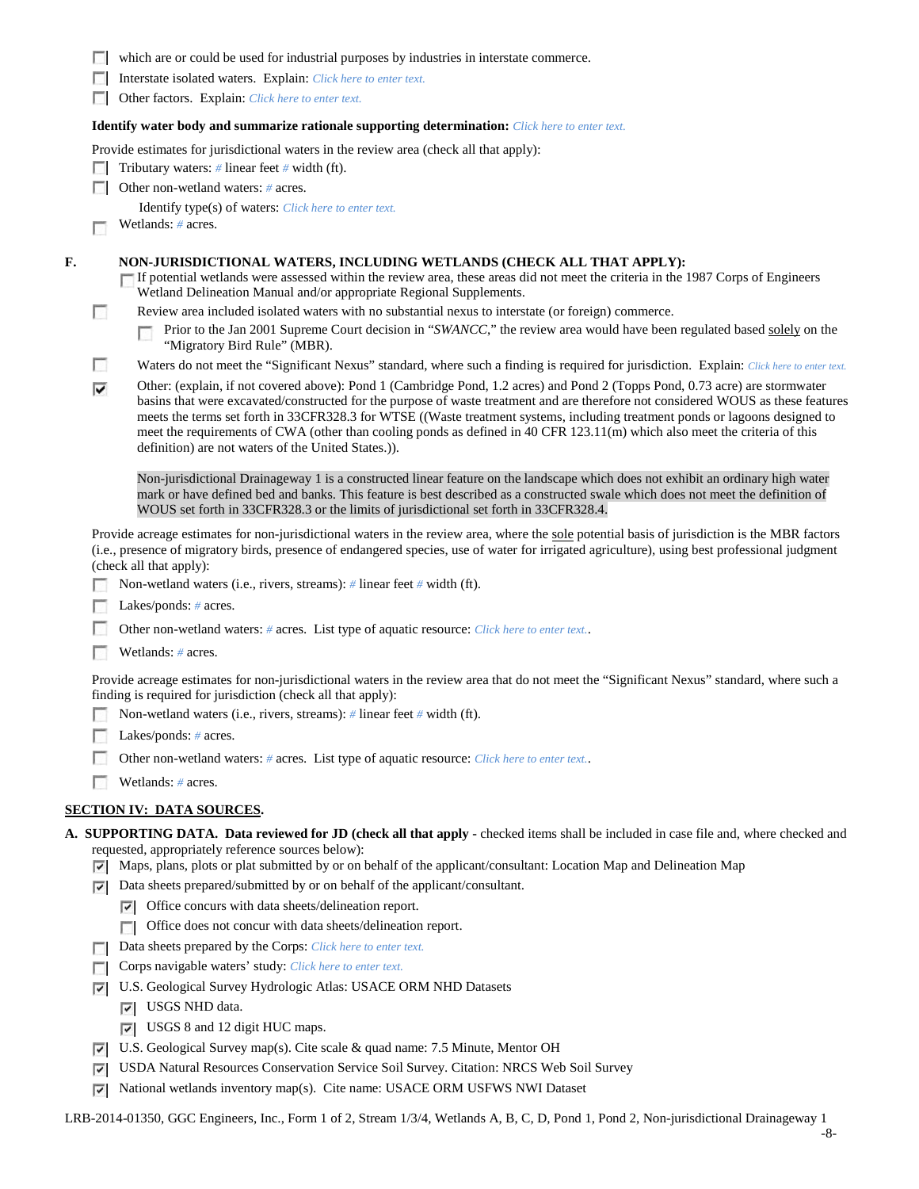- ☐ which are or could be used for industrial purposes by industries in interstate commerce.
- ☐ Interstate isolated waters. Explain: *Click here to enter text.*
- ☐ Other factors. Explain: *Click here to enter text.*

**Identify water body and summarize rationale supporting determination:** *Click here to enter text.*

Provide estimates for jurisdictional waters in the review area (check all that apply):

- ☐ Tributary waters: *#* linear feet *#* width (ft).
- ☐ Other non-wetland waters: *#* acres.
  - Identify type(s) of waters: *Click here to enter text.*
- ☐ Wetlands: *#* acres.

**F. NON-JURISDICTIONAL WATERS, INCLUDING WETLANDS (CHECK ALL THAT APPLY):**

- ☐ If potential wetlands were assessed within the review area, these areas did not meet the criteria in the 1987 Corps of Engineers Wetland Delineation Manual and/or appropriate Regional Supplements.
- ☐ Review area included isolated waters with no substantial nexus to interstate (or foreign) commerce.
  - ☐ Prior to the Jan 2001 Supreme Court decision in "*SWANCC*," the review area would have been regulated based solely on the "Migratory Bird Rule" (MBR).
- ☐ Waters do not meet the "Significant Nexus" standard, where such a finding is required for jurisdiction. Explain: *Click here to enter text.*
- ☑ Other: (explain, if not covered above): Pond 1 (Cambridge Pond, 1.2 acres) and Pond 2 (Topps Pond, 0.73 acre) are stormwater basins that were excavated/constructed for the purpose of waste treatment and are therefore not considered WOUS as these features meets the terms set forth in 33CFR328.3 for WTSE ((Waste treatment systems, including treatment ponds or lagoons designed to meet the requirements of CWA (other than cooling ponds as defined in 40 CFR 123.11(m) which also meet the criteria of this definition) are not waters of the United States.)).

  Non-jurisdictional Drainageway 1 is a constructed linear feature on the landscape which does not exhibit an ordinary high water mark or have defined bed and banks. This feature is best described as a constructed swale which does not meet the definition of WOUS set forth in 33CFR328.3 or the limits of jurisdictional set forth in 33CFR328.4.

Provide acreage estimates for non-jurisdictional waters in the review area, where the sole potential basis of jurisdiction is the MBR factors (i.e., presence of migratory birds, presence of endangered species, use of water for irrigated agriculture), using best professional judgment (check all that apply):

- ☐ Non-wetland waters (i.e., rivers, streams): *#* linear feet *#* width (ft).
- ☐ Lakes/ponds: *#* acres.
- ☐ Other non-wetland waters: *#* acres. List type of aquatic resource: *Click here to enter text.*.
- ☐ Wetlands: *#* acres.

Provide acreage estimates for non-jurisdictional waters in the review area that do not meet the "Significant Nexus" standard, where such a finding is required for jurisdiction (check all that apply):

- ☐ Non-wetland waters (i.e., rivers, streams): *#* linear feet *#* width (ft).
- ☐ Lakes/ponds: *#* acres.
- ☐ Other non-wetland waters: *#* acres. List type of aquatic resource: *Click here to enter text.*.
- ☐ Wetlands: *#* acres.

## SECTION IV: DATA SOURCES.

**A. SUPPORTING DATA. Data reviewed for JD (check all that apply -** checked items shall be included in case file and, where checked and requested, appropriately reference sources below):

- ☑ Maps, plans, plots or plat submitted by or on behalf of the applicant/consultant: Location Map and Delineation Map
- ☑ Data sheets prepared/submitted by or on behalf of the applicant/consultant.
  - ☑ Office concurs with data sheets/delineation report.
  - ☐ Office does not concur with data sheets/delineation report.
- ☐ Data sheets prepared by the Corps: *Click here to enter text.*
- ☐ Corps navigable waters' study: *Click here to enter text.*
- ☑ U.S. Geological Survey Hydrologic Atlas: USACE ORM NHD Datasets
  - ☑ USGS NHD data.
  - ☑ USGS 8 and 12 digit HUC maps.
- ☑ U.S. Geological Survey map(s). Cite scale & quad name: 7.5 Minute, Mentor OH
- ☑ USDA Natural Resources Conservation Service Soil Survey. Citation: NRCS Web Soil Survey
- ☑ National wetlands inventory map(s). Cite name: USACE ORM USFWS NWI Dataset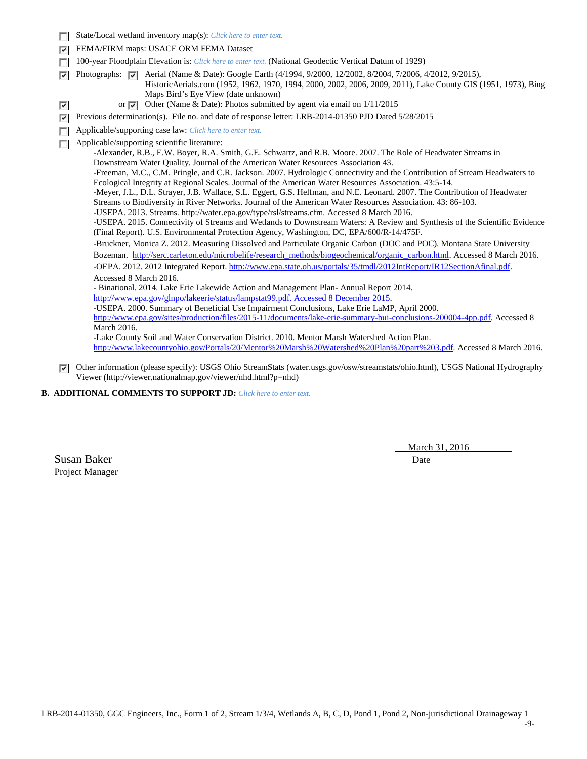- ☐ State/Local wetland inventory map(s): *Click here to enter text.*
- ☑ FEMA/FIRM maps: USACE ORM FEMA Dataset
- ☐ 100-year Floodplain Elevation is: *Click here to enter text.* (National Geodectic Vertical Datum of 1929)
- ☑ Photographs: ☑ Aerial (Name & Date): Google Earth (4/1994, 9/2000, 12/2002, 8/2004, 7/2006, 4/2012, 9/2015), HistoricAerials.com (1952, 1962, 1970, 1994, 2000, 2002, 2006, 2009, 2011), Lake County GIS (1951, 1973), Bing Maps Bird's Eye View (date unknown)
- ☑ or ☑ Other (Name & Date): Photos submitted by agent via email on 1/11/2015
- ☑ Previous determination(s). File no. and date of response letter: LRB-2014-01350 PJD Dated 5/28/2015
- ☐ Applicable/supporting case law: *Click here to enter text.*
- ☐ Applicable/supporting scientific literature:
  - -Alexander, R.B., E.W. Boyer, R.A. Smith, G.E. Schwartz, and R.B. Moore. 2007. The Role of Headwater Streams in Downstream Water Quality. Journal of the American Water Resources Association 43.
  - -Freeman, M.C., C.M. Pringle, and C.R. Jackson. 2007. Hydrologic Connectivity and the Contribution of Stream Headwaters to Ecological Integrity at Regional Scales. Journal of the American Water Resources Association. 43:5-14.
  - -Meyer, J.L., D.L. Strayer, J.B. Wallace, S.L. Eggert, G.S. Helfman, and N.E. Leonard. 2007. The Contribution of Headwater Streams to Biodiversity in River Networks. Journal of the American Water Resources Association. 43: 86-103.
  - -USEPA. 2013. Streams. http://water.epa.gov/type/rsl/streams.cfm. Accessed 8 March 2016.
  - -USEPA. 2015. Connectivity of Streams and Wetlands to Downstream Waters: A Review and Synthesis of the Scientific Evidence (Final Report). U.S. Environmental Protection Agency, Washington, DC, EPA/600/R-14/475F.
  - -Bruckner, Monica Z. 2012. Measuring Dissolved and Particulate Organic Carbon (DOC and POC). Montana State University Bozeman. http://serc.carleton.edu/microbelife/research_methods/biogeochemical/organic_carbon.html. Accessed 8 March 2016.
  - -OEPA. 2012. 2012 Integrated Report. http://www.epa.state.oh.us/portals/35/tmdl/2012IntReport/IR12SectionAfinal.pdf. Accessed 8 March 2016.
  - - Binational. 2014. Lake Erie Lakewide Action and Management Plan- Annual Report 2014. http://www.epa.gov/glnpo/lakeerie/status/lampstat99.pdf. Accessed 8 December 2015.
  - -USEPA. 2000. Summary of Beneficial Use Impairment Conclusions, Lake Erie LaMP, April 2000. http://www.epa.gov/sites/production/files/2015-11/documents/lake-erie-summary-bui-conclusions-200004-4pp.pdf. Accessed 8 March 2016.
  - -Lake County Soil and Water Conservation District. 2010. Mentor Marsh Watershed Action Plan. http://www.lakecountyohio.gov/Portals/20/Mentor%20Marsh%20Watershed%20Plan%20part%203.pdf. Accessed 8 March 2016.
- ☑ Other information (please specify): USGS Ohio StreamStats (water.usgs.gov/osw/streamstats/ohio.html), USGS National Hydrography Viewer (http://viewer.nationalmap.gov/viewer/nhd.html?p=nhd)

**B. ADDITIONAL COMMENTS TO SUPPORT JD:** *Click here to enter text.*

Susan Baker
Project Manager

March 31, 2016
Date

LRB-2014-01350, GGC Engineers, Inc., Form 1 of 2, Stream 1/3/4, Wetlands A, B, C, D, Pond 1, Pond 2, Non-jurisdictional Drainageway 1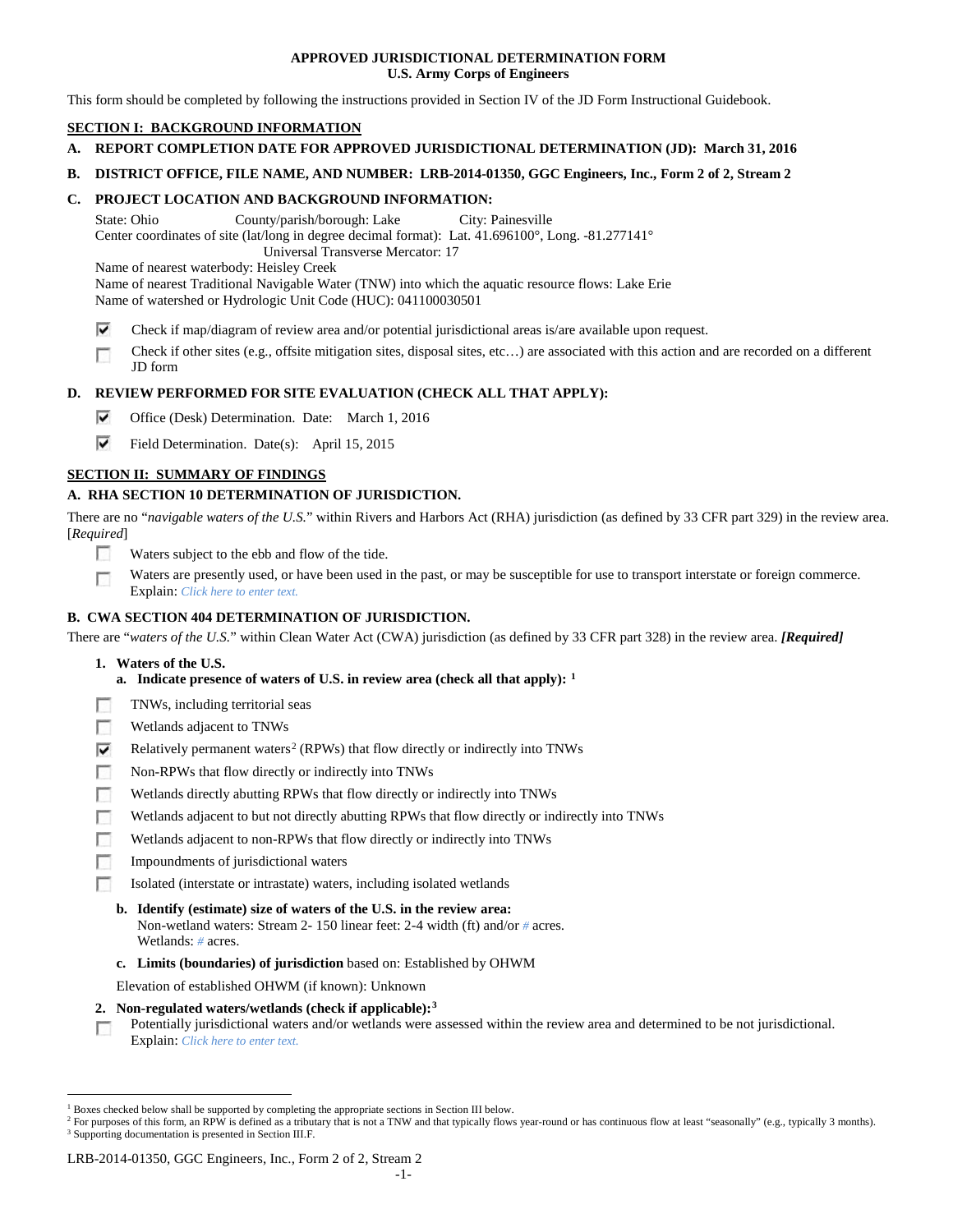**APPROVED JURISDICTIONAL DETERMINATION FORM**
**U.S. Army Corps of Engineers**

This form should be completed by following the instructions provided in Section IV of the JD Form Instructional Guidebook.

## SECTION I: BACKGROUND INFORMATION

**A. REPORT COMPLETION DATE FOR APPROVED JURISDICTIONAL DETERMINATION (JD): March 31, 2016**

**B. DISTRICT OFFICE, FILE NAME, AND NUMBER: LRB-2014-01350, GGC Engineers, Inc., Form 2 of 2, Stream 2**

**C. PROJECT LOCATION AND BACKGROUND INFORMATION:**

State: Ohio    County/parish/borough: Lake    City: Painesville
Center coordinates of site (lat/long in degree decimal format): Lat. 41.696100°, Long. -81.277141°
Universal Transverse Mercator: 17
Name of nearest waterbody: Heisley Creek
Name of nearest Traditional Navigable Water (TNW) into which the aquatic resource flows: Lake Erie
Name of watershed or Hydrologic Unit Code (HUC): 041100030501

☑ Check if map/diagram of review area and/or potential jurisdictional areas is/are available upon request.

☐ Check if other sites (e.g., offsite mitigation sites, disposal sites, etc…) are associated with this action and are recorded on a different JD form

**D. REVIEW PERFORMED FOR SITE EVALUATION (CHECK ALL THAT APPLY):**

☑ Office (Desk) Determination. Date: March 1, 2016

☑ Field Determination. Date(s): April 15, 2015

## SECTION II: SUMMARY OF FINDINGS

**A. RHA SECTION 10 DETERMINATION OF JURISDICTION.**

There are no "*navigable waters of the U.S.*" within Rivers and Harbors Act (RHA) jurisdiction (as defined by 33 CFR part 329) in the review area. [*Required*]

☐ Waters subject to the ebb and flow of the tide.

☐ Waters are presently used, or have been used in the past, or may be susceptible for use to transport interstate or foreign commerce. Explain: *Click here to enter text.*

**B. CWA SECTION 404 DETERMINATION OF JURISDICTION.**

There are "*waters of the U.S.*" within Clean Water Act (CWA) jurisdiction (as defined by 33 CFR part 328) in the review area. ***[Required]***

**1. Waters of the U.S.**

**a. Indicate presence of waters of U.S. in review area (check all that apply): [1]**

☐ TNWs, including territorial seas

☐ Wetlands adjacent to TNWs

☑ Relatively permanent waters[2] (RPWs) that flow directly or indirectly into TNWs

☐ Non-RPWs that flow directly or indirectly into TNWs

☐ Wetlands directly abutting RPWs that flow directly or indirectly into TNWs

☐ Wetlands adjacent to but not directly abutting RPWs that flow directly or indirectly into TNWs

☐ Wetlands adjacent to non-RPWs that flow directly or indirectly into TNWs

☐ Impoundments of jurisdictional waters

☐ Isolated (interstate or intrastate) waters, including isolated wetlands

**b. Identify (estimate) size of waters of the U.S. in the review area:**
Non-wetland waters: Stream 2- 150 linear feet: 2-4 width (ft) and/or # acres.
Wetlands: # acres.

**c. Limits (boundaries) of jurisdiction** based on: Established by OHWM

Elevation of established OHWM (if known): Unknown

**2. Non-regulated waters/wetlands (check if applicable):[3]**

☐ Potentially jurisdictional waters and/or wetlands were assessed within the review area and determined to be not jurisdictional. Explain: *Click here to enter text.*

---

[1] Boxes checked below shall be supported by completing the appropriate sections in Section III below.
[2] For purposes of this form, an RPW is defined as a tributary that is not a TNW and that typically flows year-round or has continuous flow at least "seasonally" (e.g., typically 3 months).
[3] Supporting documentation is presented in Section III.F.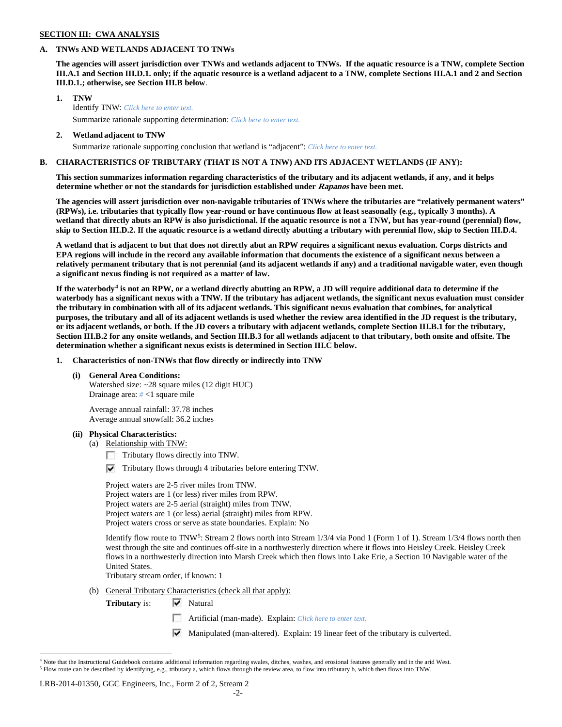**SECTION III: CWA ANALYSIS**

**A. TNWs AND WETLANDS ADJACENT TO TNWs**

**The agencies will assert jurisdiction over TNWs and wetlands adjacent to TNWs. If the aquatic resource is a TNW, complete Section III.A.1 and Section III.D.1. only; if the aquatic resource is a wetland adjacent to a TNW, complete Sections III.A.1 and 2 and Section III.D.1.; otherwise, see Section III.B below**.

1. **TNW**
   Identify TNW: *Click here to enter text.*
   Summarize rationale supporting determination: *Click here to enter text.*

2. **Wetland adjacent to TNW**
   Summarize rationale supporting conclusion that wetland is "adjacent": *Click here to enter text.*

**B. CHARACTERISTICS OF TRIBUTARY (THAT IS NOT A TNW) AND ITS ADJACENT WETLANDS (IF ANY):**

**This section summarizes information regarding characteristics of the tributary and its adjacent wetlands, if any, and it helps determine whether or not the standards for jurisdiction established under *Rapanos* have been met.**

**The agencies will assert jurisdiction over non-navigable tributaries of TNWs where the tributaries are "relatively permanent waters" (RPWs), i.e. tributaries that typically flow year-round or have continuous flow at least seasonally (e.g., typically 3 months). A wetland that directly abuts an RPW is also jurisdictional. If the aquatic resource is not a TNW, but has year-round (perennial) flow, skip to Section III.D.2. If the aquatic resource is a wetland directly abutting a tributary with perennial flow, skip to Section III.D.4.**

**A wetland that is adjacent to but that does not directly abut an RPW requires a significant nexus evaluation. Corps districts and EPA regions will include in the record any available information that documents the existence of a significant nexus between a relatively permanent tributary that is not perennial (and its adjacent wetlands if any) and a traditional navigable water, even though a significant nexus finding is not required as a matter of law.**

**If the waterbody[4] is not an RPW, or a wetland directly abutting an RPW, a JD will require additional data to determine if the waterbody has a significant nexus with a TNW. If the tributary has adjacent wetlands, the significant nexus evaluation must consider the tributary in combination with all of its adjacent wetlands. This significant nexus evaluation that combines, for analytical purposes, the tributary and all of its adjacent wetlands is used whether the review area identified in the JD request is the tributary, or its adjacent wetlands, or both. If the JD covers a tributary with adjacent wetlands, complete Section III.B.1 for the tributary, Section III.B.2 for any onsite wetlands, and Section III.B.3 for all wetlands adjacent to that tributary, both onsite and offsite. The determination whether a significant nexus exists is determined in Section III.C below.**

1. **Characteristics of non-TNWs that flow directly or indirectly into TNW**

   (i) **General Area Conditions:**
   Watershed size: ~28 square miles (12 digit HUC)
   Drainage area: *#* <1 square mile

   Average annual rainfall: 37.78 inches
   Average annual snowfall: 36.2 inches

   (ii) **Physical Characteristics:**
   (a) Relationship with TNW:
   - ☐ Tributary flows directly into TNW.
   - ☑ Tributary flows through 4 tributaries before entering TNW.

   Project waters are 2-5 river miles from TNW.
   Project waters are 1 (or less) river miles from RPW.
   Project waters are 2-5 aerial (straight) miles from TNW.
   Project waters are 1 (or less) aerial (straight) miles from RPW.
   Project waters cross or serve as state boundaries. Explain: No

   Identify flow route to TNW[5]: Stream 2 flows north into Stream 1/3/4 via Pond 1 (Form 1 of 1). Stream 1/3/4 flows north then west through the site and continues off-site in a northwesterly direction where it flows into Heisley Creek. Heisley Creek flows in a northwesterly direction into Marsh Creek which then flows into Lake Erie, a Section 10 Navigable water of the United States.
   Tributary stream order, if known: 1

   (b) General Tributary Characteristics (check all that apply):
   **Tributary** is:
   - ☑ Natural
   - ☐ Artificial (man-made). Explain: *Click here to enter text.*
   - ☑ Manipulated (man-altered). Explain: 19 linear feet of the tributary is culverted.

---

[4] Note that the Instructional Guidebook contains additional information regarding swales, ditches, washes, and erosional features generally and in the arid West.
[5] Flow route can be described by identifying, e.g., tributary a, which flows through the review area, to flow into tributary b, which then flows into TNW.

LRB-2014-01350, GGC Engineers, Inc., Form 2 of 2, Stream 2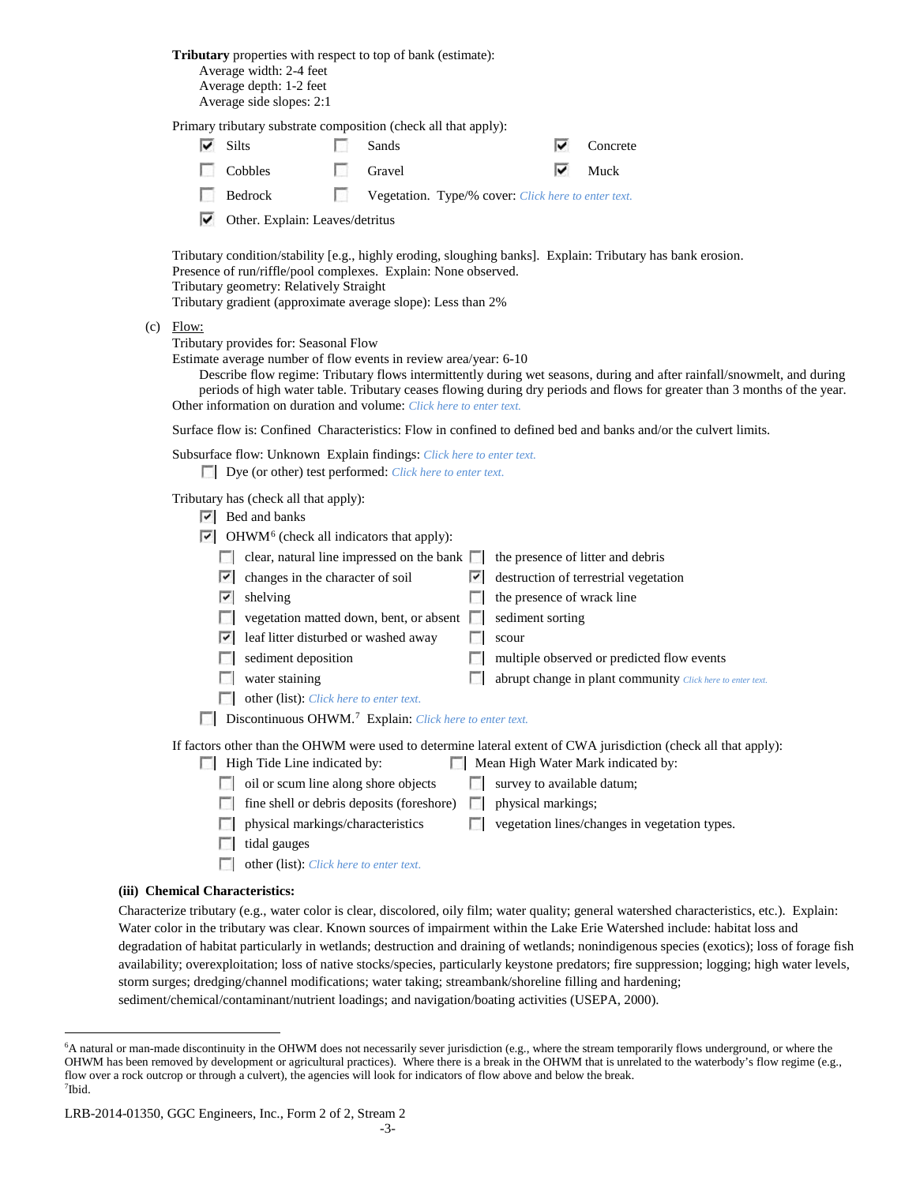**Tributary** properties with respect to top of bank (estimate):

Average width: 2-4 feet
Average depth: 1-2 feet
Average side slopes: 2:1

Primary tributary substrate composition (check all that apply):

- [x] Silts
- [ ] Sands
- [x] Concrete
- [ ] Cobbles
- [ ] Gravel
- [x] Muck
- [ ] Bedrock
- [ ] Vegetation. Type/% cover: Click here to enter text.
- [x] Other. Explain: Leaves/detritus

Tributary condition/stability [e.g., highly eroding, sloughing banks]. Explain: Tributary has bank erosion.
Presence of run/riffle/pool complexes. Explain: None observed.
Tributary geometry: Relatively Straight
Tributary gradient (approximate average slope): Less than 2%

(c) Flow:

Tributary provides for: Seasonal Flow
Estimate average number of flow events in review area/year: 6-10

Describe flow regime: Tributary flows intermittently during wet seasons, during and after rainfall/snowmelt, and during periods of high water table. Tributary ceases flowing during dry periods and flows for greater than 3 months of the year.

Other information on duration and volume: Click here to enter text.

Surface flow is: Confined Characteristics: Flow in confined to defined bed and banks and/or the culvert limits.

Subsurface flow: Unknown Explain findings: Click here to enter text.

- [ ] Dye (or other) test performed: Click here to enter text.

Tributary has (check all that apply):

- [x] Bed and banks
- [x] OHWM[6] (check all indicators that apply):
  - [ ] clear, natural line impressed on the bank
  - [ ] the presence of litter and debris
  - [x] changes in the character of soil
  - [x] destruction of terrestrial vegetation
  - [x] shelving
  - [ ] the presence of wrack line
  - [ ] vegetation matted down, bent, or absent
  - [ ] sediment sorting
  - [x] leaf litter disturbed or washed away
  - [ ] scour
  - [ ] sediment deposition
  - [ ] multiple observed or predicted flow events
  - [ ] water staining
  - [ ] abrupt change in plant community Click here to enter text.
  - [ ] other (list): Click here to enter text.
- [ ] Discontinuous OHWM.[7] Explain: Click here to enter text.

If factors other than the OHWM were used to determine lateral extent of CWA jurisdiction (check all that apply):

- [ ] High Tide Line indicated by:
  - [ ] oil or scum line along shore objects
  - [ ] fine shell or debris deposits (foreshore)
  - [ ] physical markings/characteristics
  - [ ] tidal gauges
  - [ ] other (list): Click here to enter text.
- [ ] Mean High Water Mark indicated by:
  - [ ] survey to available datum;
  - [ ] physical markings;
  - [ ] vegetation lines/changes in vegetation types.

**(iii) Chemical Characteristics:**

Characterize tributary (e.g., water color is clear, discolored, oily film; water quality; general watershed characteristics, etc.). Explain: Water color in the tributary was clear. Known sources of impairment within the Lake Erie Watershed include: habitat loss and degradation of habitat particularly in wetlands; destruction and draining of wetlands; nonindigenous species (exotics); loss of forage fish availability; overexploitation; loss of native stocks/species, particularly keystone predators; fire suppression; logging; high water levels, storm surges; dredging/channel modifications; water taking; streambank/shoreline filling and hardening; sediment/chemical/contaminant/nutrient loadings; and navigation/boating activities (USEPA, 2000).

---

[6]A natural or man-made discontinuity in the OHWM does not necessarily sever jurisdiction (e.g., where the stream temporarily flows underground, or where the OHWM has been removed by development or agricultural practices). Where there is a break in the OHWM that is unrelated to the waterbody's flow regime (e.g., flow over a rock outcrop or through a culvert), the agencies will look for indicators of flow above and below the break.
[7]Ibid.

LRB-2014-01350, GGC Engineers, Inc., Form 2 of 2, Stream 2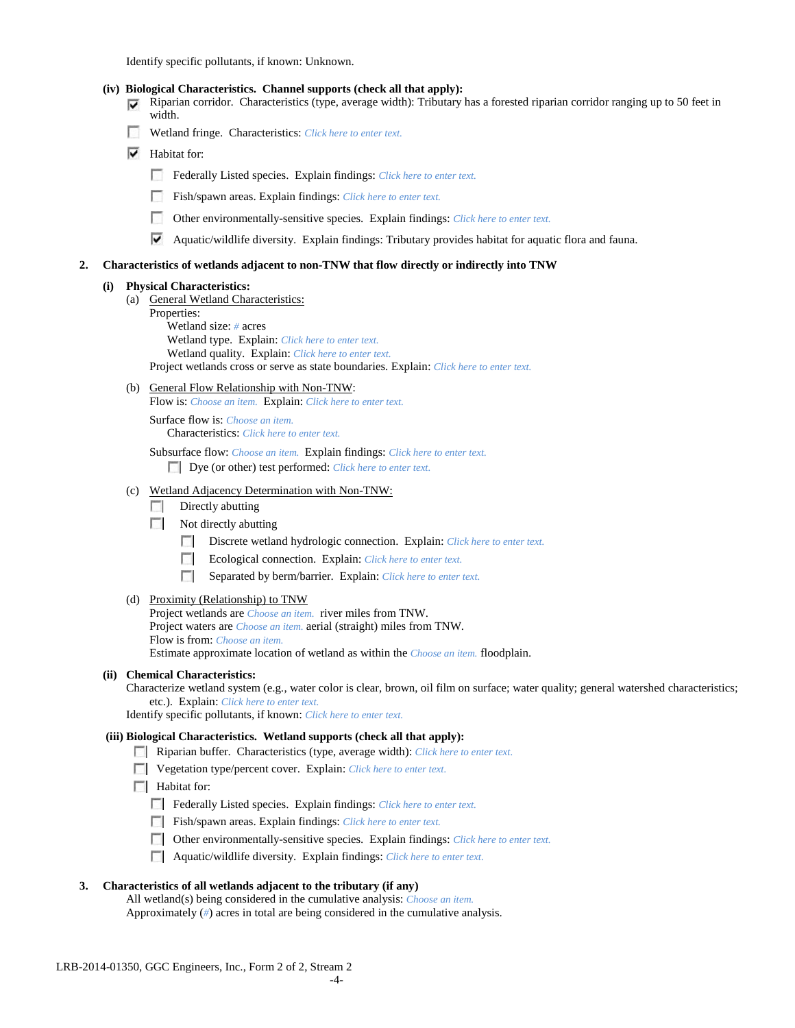Identify specific pollutants, if known: Unknown.

**(iv) Biological Characteristics. Channel supports (check all that apply):**

- ☑ Riparian corridor. Characteristics (type, average width): Tributary has a forested riparian corridor ranging up to 50 feet in width.
- ☐ Wetland fringe. Characteristics: *Click here to enter text.*
- ☑ Habitat for:
  - ☐ Federally Listed species. Explain findings: *Click here to enter text.*
  - ☐ Fish/spawn areas. Explain findings: *Click here to enter text.*
  - ☐ Other environmentally-sensitive species. Explain findings: *Click here to enter text.*
  - ☑ Aquatic/wildlife diversity. Explain findings: Tributary provides habitat for aquatic flora and fauna.

**2. Characteristics of wetlands adjacent to non-TNW that flow directly or indirectly into TNW**

**(i) Physical Characteristics:**

(a) General Wetland Characteristics:

Properties:

Wetland size: *#* acres

Wetland type. Explain: *Click here to enter text.*

Wetland quality. Explain: *Click here to enter text.*

Project wetlands cross or serve as state boundaries. Explain: *Click here to enter text.*

(b) General Flow Relationship with Non-TNW:

Flow is: *Choose an item.* Explain: *Click here to enter text.*

Surface flow is: *Choose an item.*

Characteristics: *Click here to enter text.*

Subsurface flow: *Choose an item.* Explain findings: *Click here to enter text.*

- ☐ Dye (or other) test performed: *Click here to enter text.*

(c) Wetland Adjacency Determination with Non-TNW:

- ☐ Directly abutting
- ☐ Not directly abutting
  - ☐ Discrete wetland hydrologic connection. Explain: *Click here to enter text.*
  - ☐ Ecological connection. Explain: *Click here to enter text.*
  - ☐ Separated by berm/barrier. Explain: *Click here to enter text.*

(d) Proximity (Relationship) to TNW

Project wetlands are *Choose an item.* river miles from TNW.

Project waters are *Choose an item.* aerial (straight) miles from TNW.

Flow is from: *Choose an item.*

Estimate approximate location of wetland as within the *Choose an item.* floodplain.

**(ii) Chemical Characteristics:**

Characterize wetland system (e.g., water color is clear, brown, oil film on surface; water quality; general watershed characteristics; etc.). Explain: *Click here to enter text.*

Identify specific pollutants, if known: *Click here to enter text.*

**(iii) Biological Characteristics. Wetland supports (check all that apply):**

- ☐ Riparian buffer. Characteristics (type, average width): *Click here to enter text.*
- ☐ Vegetation type/percent cover. Explain: *Click here to enter text.*
- ☐ Habitat for:
  - ☐ Federally Listed species. Explain findings: *Click here to enter text.*
  - ☐ Fish/spawn areas. Explain findings: *Click here to enter text.*
  - ☐ Other environmentally-sensitive species. Explain findings: *Click here to enter text.*
  - ☐ Aquatic/wildlife diversity. Explain findings: *Click here to enter text.*

**3. Characteristics of all wetlands adjacent to the tributary (if any)**

All wetland(s) being considered in the cumulative analysis: *Choose an item.*

Approximately (*#*) acres in total are being considered in the cumulative analysis.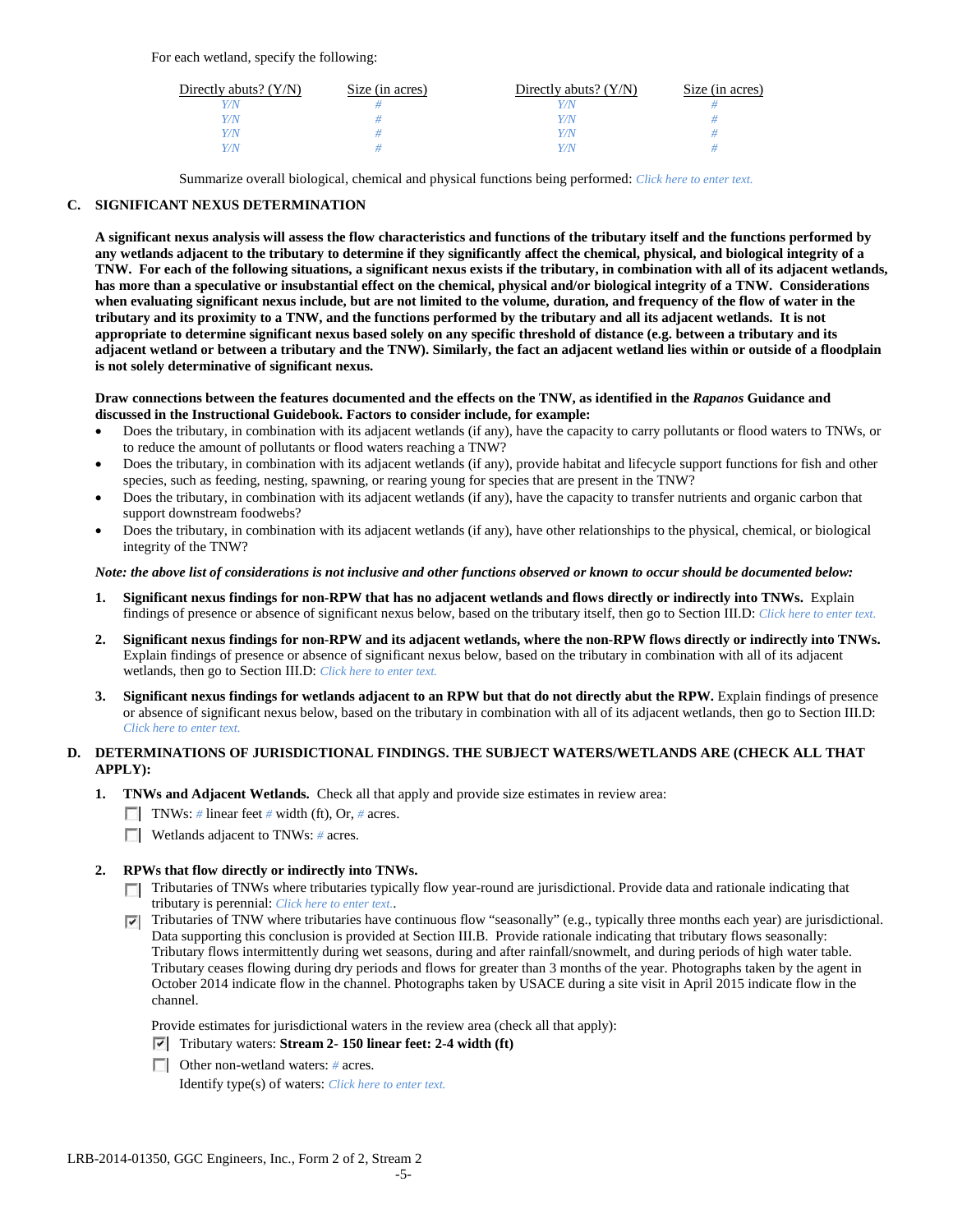For each wetland, specify the following:

| Directly abuts? (Y/N) | Size (in acres) | Directly abuts? (Y/N) | Size (in acres) |
|---|---|---|---|
| Y/N | # | Y/N | # |
| Y/N | # | Y/N | # |
| Y/N | # | Y/N | # |
| Y/N | # | Y/N | # |

Summarize overall biological, chemical and physical functions being performed: Click here to enter text.

**C. SIGNIFICANT NEXUS DETERMINATION**

**A significant nexus analysis will assess the flow characteristics and functions of the tributary itself and the functions performed by any wetlands adjacent to the tributary to determine if they significantly affect the chemical, physical, and biological integrity of a TNW. For each of the following situations, a significant nexus exists if the tributary, in combination with all of its adjacent wetlands, has more than a speculative or insubstantial effect on the chemical, physical and/or biological integrity of a TNW. Considerations when evaluating significant nexus include, but are not limited to the volume, duration, and frequency of the flow of water in the tributary and its proximity to a TNW, and the functions performed by the tributary and all its adjacent wetlands. It is not appropriate to determine significant nexus based solely on any specific threshold of distance (e.g. between a tributary and its adjacent wetland or between a tributary and the TNW). Similarly, the fact an adjacent wetland lies within or outside of a floodplain is not solely determinative of significant nexus.**

**Draw connections between the features documented and the effects on the TNW, as identified in the *Rapanos* Guidance and discussed in the Instructional Guidebook. Factors to consider include, for example:**

- Does the tributary, in combination with its adjacent wetlands (if any), have the capacity to carry pollutants or flood waters to TNWs, or to reduce the amount of pollutants or flood waters reaching a TNW?
- Does the tributary, in combination with its adjacent wetlands (if any), provide habitat and lifecycle support functions for fish and other species, such as feeding, nesting, spawning, or rearing young for species that are present in the TNW?
- Does the tributary, in combination with its adjacent wetlands (if any), have the capacity to transfer nutrients and organic carbon that support downstream foodwebs?
- Does the tributary, in combination with its adjacent wetlands (if any), have other relationships to the physical, chemical, or biological integrity of the TNW?

***Note: the above list of considerations is not inclusive and other functions observed or known to occur should be documented below:***

1. **Significant nexus findings for non-RPW that has no adjacent wetlands and flows directly or indirectly into TNWs.** Explain findings of presence or absence of significant nexus below, based on the tributary itself, then go to Section III.D: Click here to enter text.

2. **Significant nexus findings for non-RPW and its adjacent wetlands, where the non-RPW flows directly or indirectly into TNWs.** Explain findings of presence or absence of significant nexus below, based on the tributary in combination with all of its adjacent wetlands, then go to Section III.D: Click here to enter text.

3. **Significant nexus findings for wetlands adjacent to an RPW but that do not directly abut the RPW.** Explain findings of presence or absence of significant nexus below, based on the tributary in combination with all of its adjacent wetlands, then go to Section III.D: Click here to enter text.

**D. DETERMINATIONS OF JURISDICTIONAL FINDINGS. THE SUBJECT WATERS/WETLANDS ARE (CHECK ALL THAT APPLY):**

1. **TNWs and Adjacent Wetlands.** Check all that apply and provide size estimates in review area:
   - ☐ TNWs: # linear feet # width (ft), Or, # acres.
   - ☐ Wetlands adjacent to TNWs: # acres.

2. **RPWs that flow directly or indirectly into TNWs.**
   - ☐ Tributaries of TNWs where tributaries typically flow year-round are jurisdictional. Provide data and rationale indicating that tributary is perennial: Click here to enter text..
   - ☑ Tributaries of TNW where tributaries have continuous flow "seasonally" (e.g., typically three months each year) are jurisdictional. Data supporting this conclusion is provided at Section III.B. Provide rationale indicating that tributary flows seasonally: Tributary flows intermittently during wet seasons, during and after rainfall/snowmelt, and during periods of high water table. Tributary ceases flowing during dry periods and flows for greater than 3 months of the year. Photographs taken by the agent in October 2014 indicate flow in the channel. Photographs taken by USACE during a site visit in April 2015 indicate flow in the channel.

   Provide estimates for jurisdictional waters in the review area (check all that apply):
   - ☑ Tributary waters: **Stream 2- 150 linear feet: 2-4 width (ft)**
   - ☐ Other non-wetland waters: # acres.
     
     Identify type(s) of waters: Click here to enter text.

LRB-2014-01350, GGC Engineers, Inc., Form 2 of 2, Stream 2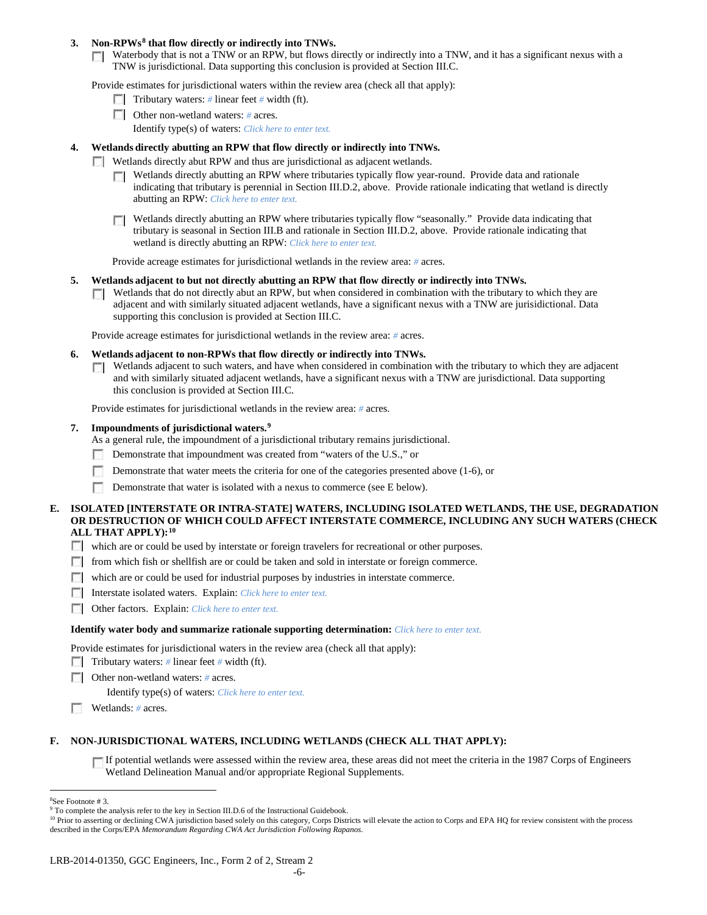3. **Non-RPWs[8] that flow directly or indirectly into TNWs.**

   ☐ Waterbody that is not a TNW or an RPW, but flows directly or indirectly into a TNW, and it has a significant nexus with a TNW is jurisdictional. Data supporting this conclusion is provided at Section III.C.

   Provide estimates for jurisdictional waters within the review area (check all that apply):

   ☐ Tributary waters: # linear feet # width (ft).

   ☐ Other non-wetland waters: # acres.

   Identify type(s) of waters: *Click here to enter text.*

4. **Wetlands directly abutting an RPW that flow directly or indirectly into TNWs.**

   ☐ Wetlands directly abut RPW and thus are jurisdictional as adjacent wetlands.

   ☐ Wetlands directly abutting an RPW where tributaries typically flow year-round. Provide data and rationale indicating that tributary is perennial in Section III.D.2, above. Provide rationale indicating that wetland is directly abutting an RPW: *Click here to enter text.*

   ☐ Wetlands directly abutting an RPW where tributaries typically flow "seasonally." Provide data indicating that tributary is seasonal in Section III.B and rationale in Section III.D.2, above. Provide rationale indicating that wetland is directly abutting an RPW: *Click here to enter text.*

   Provide acreage estimates for jurisdictional wetlands in the review area: # acres.

5. **Wetlands adjacent to but not directly abutting an RPW that flow directly or indirectly into TNWs.**

   ☐ Wetlands that do not directly abut an RPW, but when considered in combination with the tributary to which they are adjacent and with similarly situated adjacent wetlands, have a significant nexus with a TNW are jurisidictional. Data supporting this conclusion is provided at Section III.C.

   Provide acreage estimates for jurisdictional wetlands in the review area: # acres.

6. **Wetlands adjacent to non-RPWs that flow directly or indirectly into TNWs.**

   ☐ Wetlands adjacent to such waters, and have when considered in combination with the tributary to which they are adjacent and with similarly situated adjacent wetlands, have a significant nexus with a TNW are jurisdictional. Data supporting this conclusion is provided at Section III.C.

   Provide estimates for jurisdictional wetlands in the review area: # acres.

7. **Impoundments of jurisdictional waters.[9]**

   As a general rule, the impoundment of a jurisdictional tributary remains jurisdictional.

   ☐ Demonstrate that impoundment was created from "waters of the U.S.," or

   ☐ Demonstrate that water meets the criteria for one of the categories presented above (1-6), or

   ☐ Demonstrate that water is isolated with a nexus to commerce (see E below).

**E. ISOLATED [INTERSTATE OR INTRA-STATE] WATERS, INCLUDING ISOLATED WETLANDS, THE USE, DEGRADATION OR DESTRUCTION OF WHICH COULD AFFECT INTERSTATE COMMERCE, INCLUDING ANY SUCH WATERS (CHECK ALL THAT APPLY):[10]**

☐ which are or could be used by interstate or foreign travelers for recreational or other purposes.

☐ from which fish or shellfish are or could be taken and sold in interstate or foreign commerce.

☐ which are or could be used for industrial purposes by industries in interstate commerce.

☐ Interstate isolated waters. Explain: *Click here to enter text.*

☐ Other factors. Explain: *Click here to enter text.*

**Identify water body and summarize rationale supporting determination:** *Click here to enter text.*

Provide estimates for jurisdictional waters in the review area (check all that apply):

☐ Tributary waters: # linear feet # width (ft).

☐ Other non-wetland waters: # acres.

Identify type(s) of waters: *Click here to enter text.*

☐ Wetlands: # acres.

**F. NON-JURISDICTIONAL WATERS, INCLUDING WETLANDS (CHECK ALL THAT APPLY):**

☐ If potential wetlands were assessed within the review area, these areas did not meet the criteria in the 1987 Corps of Engineers Wetland Delineation Manual and/or appropriate Regional Supplements.

---

[8] See Footnote # 3.

[9] To complete the analysis refer to the key in Section III.D.6 of the Instructional Guidebook.

[10] Prior to asserting or declining CWA jurisdiction based solely on this category, Corps Districts will elevate the action to Corps and EPA HQ for review consistent with the process described in the Corps/EPA *Memorandum Regarding CWA Act Jurisdiction Following Rapanos.*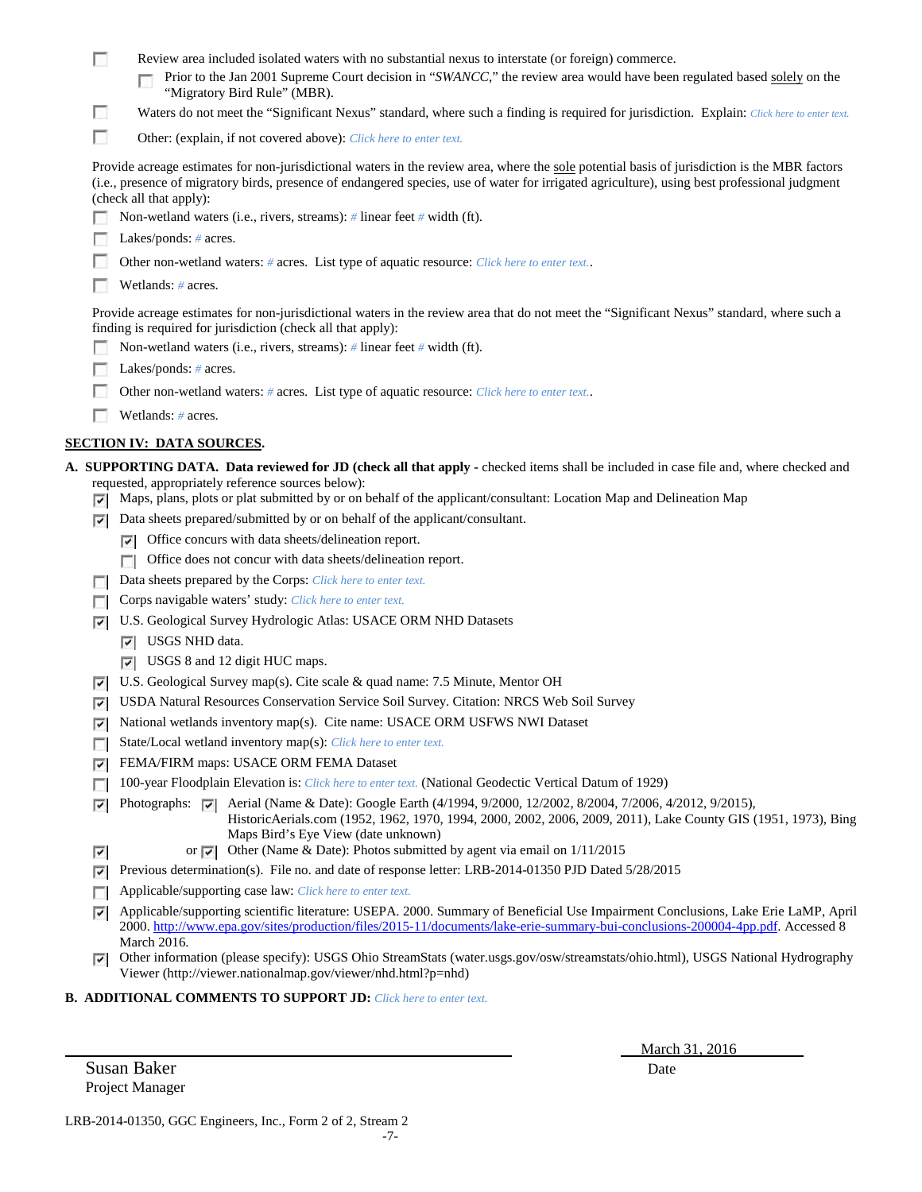- [ ] Review area included isolated waters with no substantial nexus to interstate (or foreign) commerce.
  - [ ] Prior to the Jan 2001 Supreme Court decision in "*SWANCC*," the review area would have been regulated based solely on the "Migratory Bird Rule" (MBR).
- [ ] Waters do not meet the "Significant Nexus" standard, where such a finding is required for jurisdiction. Explain: *Click here to enter text.*
- [ ] Other: (explain, if not covered above): *Click here to enter text.*

Provide acreage estimates for non-jurisdictional waters in the review area, where the sole potential basis of jurisdiction is the MBR factors (i.e., presence of migratory birds, presence of endangered species, use of water for irrigated agriculture), using best professional judgment (check all that apply):

- [ ] Non-wetland waters (i.e., rivers, streams): *#* linear feet *#* width (ft).
- [ ] Lakes/ponds: *#* acres.
- [ ] Other non-wetland waters: *#* acres. List type of aquatic resource: *Click here to enter text.*.
- [ ] Wetlands: *#* acres.

Provide acreage estimates for non-jurisdictional waters in the review area that do not meet the "Significant Nexus" standard, where such a finding is required for jurisdiction (check all that apply):

- [ ] Non-wetland waters (i.e., rivers, streams): *#* linear feet *#* width (ft).
- [ ] Lakes/ponds: *#* acres.
- [ ] Other non-wetland waters: *#* acres. List type of aquatic resource: *Click here to enter text.*.
- [ ] Wetlands: *#* acres.

## SECTION IV: DATA SOURCES.

**A. SUPPORTING DATA. Data reviewed for JD (check all that apply -** checked items shall be included in case file and, where checked and requested, appropriately reference sources below):

- [x] Maps, plans, plots or plat submitted by or on behalf of the applicant/consultant: Location Map and Delineation Map
- [x] Data sheets prepared/submitted by or on behalf of the applicant/consultant.
  - [x] Office concurs with data sheets/delineation report.
  - [ ] Office does not concur with data sheets/delineation report.
- [ ] Data sheets prepared by the Corps: *Click here to enter text.*
- [ ] Corps navigable waters' study: *Click here to enter text.*
- [x] U.S. Geological Survey Hydrologic Atlas: USACE ORM NHD Datasets
  - [x] USGS NHD data.
  - [x] USGS 8 and 12 digit HUC maps.
- [x] U.S. Geological Survey map(s). Cite scale & quad name: 7.5 Minute, Mentor OH
- [x] USDA Natural Resources Conservation Service Soil Survey. Citation: NRCS Web Soil Survey
- [x] National wetlands inventory map(s). Cite name: USACE ORM USFWS NWI Dataset
- [ ] State/Local wetland inventory map(s): *Click here to enter text.*
- [x] FEMA/FIRM maps: USACE ORM FEMA Dataset
- [ ] 100-year Floodplain Elevation is: *Click here to enter text.* (National Geodectic Vertical Datum of 1929)
- [x] Photographs: [x] Aerial (Name & Date): Google Earth (4/1994, 9/2000, 12/2002, 8/2004, 7/2006, 4/2012, 9/2015), HistoricAerials.com (1952, 1962, 1970, 1994, 2000, 2002, 2006, 2009, 2011), Lake County GIS (1951, 1973), Bing Maps Bird's Eye View (date unknown)
- [x] or [x] Other (Name & Date): Photos submitted by agent via email on 1/11/2015
- [x] Previous determination(s). File no. and date of response letter: LRB-2014-01350 PJD Dated 5/28/2015
- [ ] Applicable/supporting case law: *Click here to enter text.*
- [x] Applicable/supporting scientific literature: USEPA. 2000. Summary of Beneficial Use Impairment Conclusions, Lake Erie LaMP, April 2000. http://www.epa.gov/sites/production/files/2015-11/documents/lake-erie-summary-bui-conclusions-200004-4pp.pdf. Accessed 8 March 2016.
- [x] Other information (please specify): USGS Ohio StreamStats (water.usgs.gov/osw/streamstats/ohio.html), USGS National Hydrography Viewer (http://viewer.nationalmap.gov/viewer/nhd.html?p=nhd)

**B. ADDITIONAL COMMENTS TO SUPPORT JD:** *Click here to enter text.*

Susan Baker
Project Manager

March 31, 2016
Date

LRB-2014-01350, GGC Engineers, Inc., Form 2 of 2, Stream 2